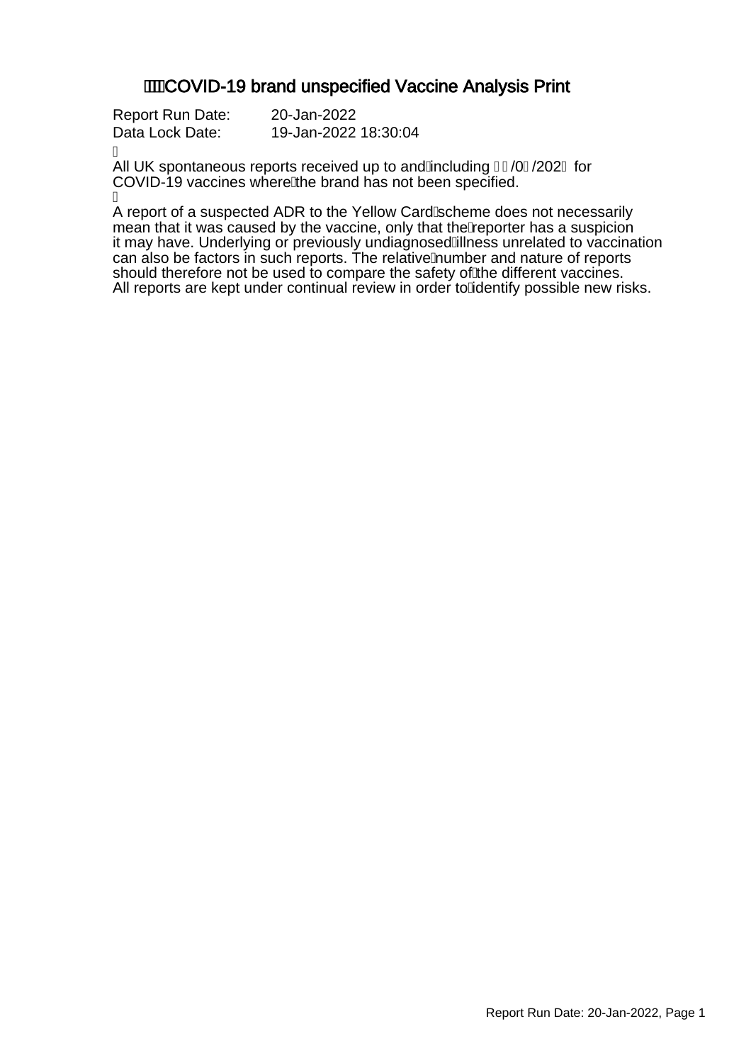# COVID-19 brand unspecified Vaccine Analysis Print

Report Run Date: 20-Jan-2022
Data Lock Date: 19-Jan-2022 18:30:04

All UK spontaneous reports received up to and including □□/0□/202□ for COVID-19 vaccines where the brand has not been specified.

A report of a suspected ADR to the Yellow Card scheme does not necessarily mean that it was caused by the vaccine, only that the reporter has a suspicion it may have. Underlying or previously undiagnosed illness unrelated to vaccination can also be factors in such reports. The relative number and nature of reports should therefore not be used to compare the safety of the different vaccines. All reports are kept under continual review in order to identify possible new risks.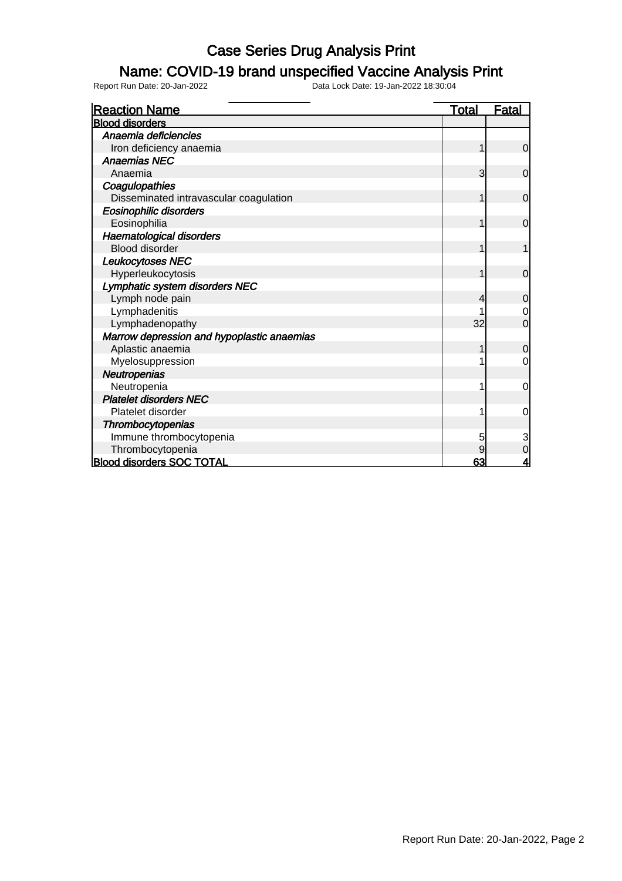# Case Series Drug Analysis Print

## Name: COVID-19 brand unspecified Vaccine Analysis Print

Report Run Date: 20-Jan-2022 Data Lock Date: 19-Jan-2022 18:30:04

| Reaction Name | Total | Fatal |
|---|---|---|
| **Blood disorders** | | |
| *Anaemia deficiencies* | | |
| Iron deficiency anaemia | 1 | 0 |
| *Anaemias NEC* | | |
| Anaemia | 3 | 0 |
| *Coagulopathies* | | |
| Disseminated intravascular coagulation | 1 | 0 |
| *Eosinophilic disorders* | | |
| Eosinophilia | 1 | 0 |
| *Haematological disorders* | | |
| Blood disorder | 1 | 1 |
| *Leukocytoses NEC* | | |
| Hyperleukocytosis | 1 | 0 |
| *Lymphatic system disorders NEC* | | |
| Lymph node pain | 4 | 0 |
| Lymphadenitis | 1 | 0 |
| Lymphadenopathy | 32 | 0 |
| *Marrow depression and hypoplastic anaemias* | | |
| Aplastic anaemia | 1 | 0 |
| Myelosuppression | 1 | 0 |
| *Neutropenias* | | |
| Neutropenia | 1 | 0 |
| *Platelet disorders NEC* | | |
| Platelet disorder | 1 | 0 |
| *Thrombocytopenias* | | |
| Immune thrombocytopenia | 5 | 3 |
| Thrombocytopenia | 9 | 0 |
| **Blood disorders SOC TOTAL** | **63** | **4** |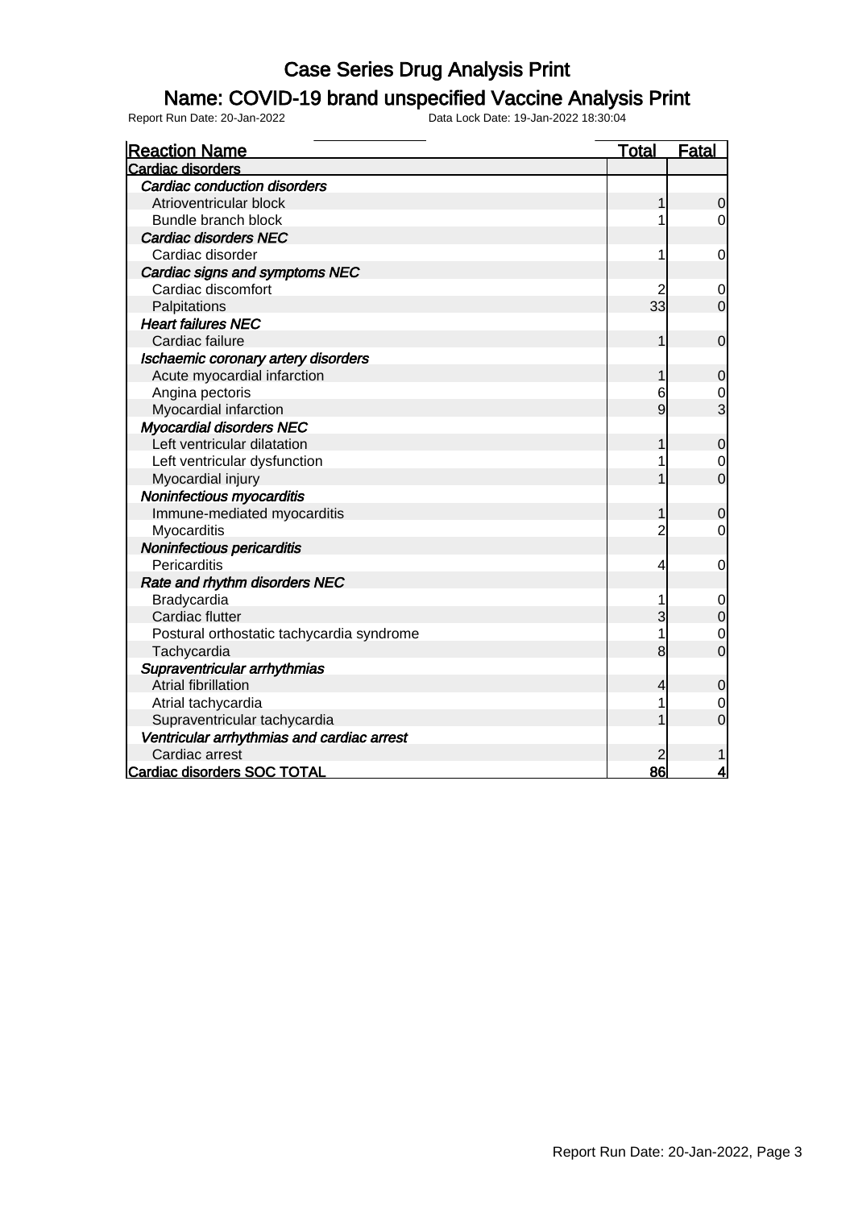# Case Series Drug Analysis Print

## Name: COVID-19 brand unspecified Vaccine Analysis Print

Report Run Date: 20-Jan-2022 Data Lock Date: 19-Jan-2022 18:30:04

| Reaction Name | Total | Fatal |
|---|---|---|
| **Cardiac disorders** | | |
| *Cardiac conduction disorders* | | |
| Atrioventricular block | 1 | 0 |
| Bundle branch block | 1 | 0 |
| *Cardiac disorders NEC* | | |
| Cardiac disorder | 1 | 0 |
| *Cardiac signs and symptoms NEC* | | |
| Cardiac discomfort | 2 | 0 |
| Palpitations | 33 | 0 |
| *Heart failures NEC* | | |
| Cardiac failure | 1 | 0 |
| *Ischaemic coronary artery disorders* | | |
| Acute myocardial infarction | 1 | 0 |
| Angina pectoris | 6 | 0 |
| Myocardial infarction | 9 | 3 |
| *Myocardial disorders NEC* | | |
| Left ventricular dilatation | 1 | 0 |
| Left ventricular dysfunction | 1 | 0 |
| Myocardial injury | 1 | 0 |
| *Noninfectious myocarditis* | | |
| Immune-mediated myocarditis | 1 | 0 |
| Myocarditis | 2 | 0 |
| *Noninfectious pericarditis* | | |
| Pericarditis | 4 | 0 |
| *Rate and rhythm disorders NEC* | | |
| Bradycardia | 1 | 0 |
| Cardiac flutter | 3 | 0 |
| Postural orthostatic tachycardia syndrome | 1 | 0 |
| Tachycardia | 8 | 0 |
| *Supraventricular arrhythmias* | | |
| Atrial fibrillation | 4 | 0 |
| Atrial tachycardia | 1 | 0 |
| Supraventricular tachycardia | 1 | 0 |
| *Ventricular arrhythmias and cardiac arrest* | | |
| Cardiac arrest | 2 | 1 |
| **Cardiac disorders SOC TOTAL** | **86** | **4** |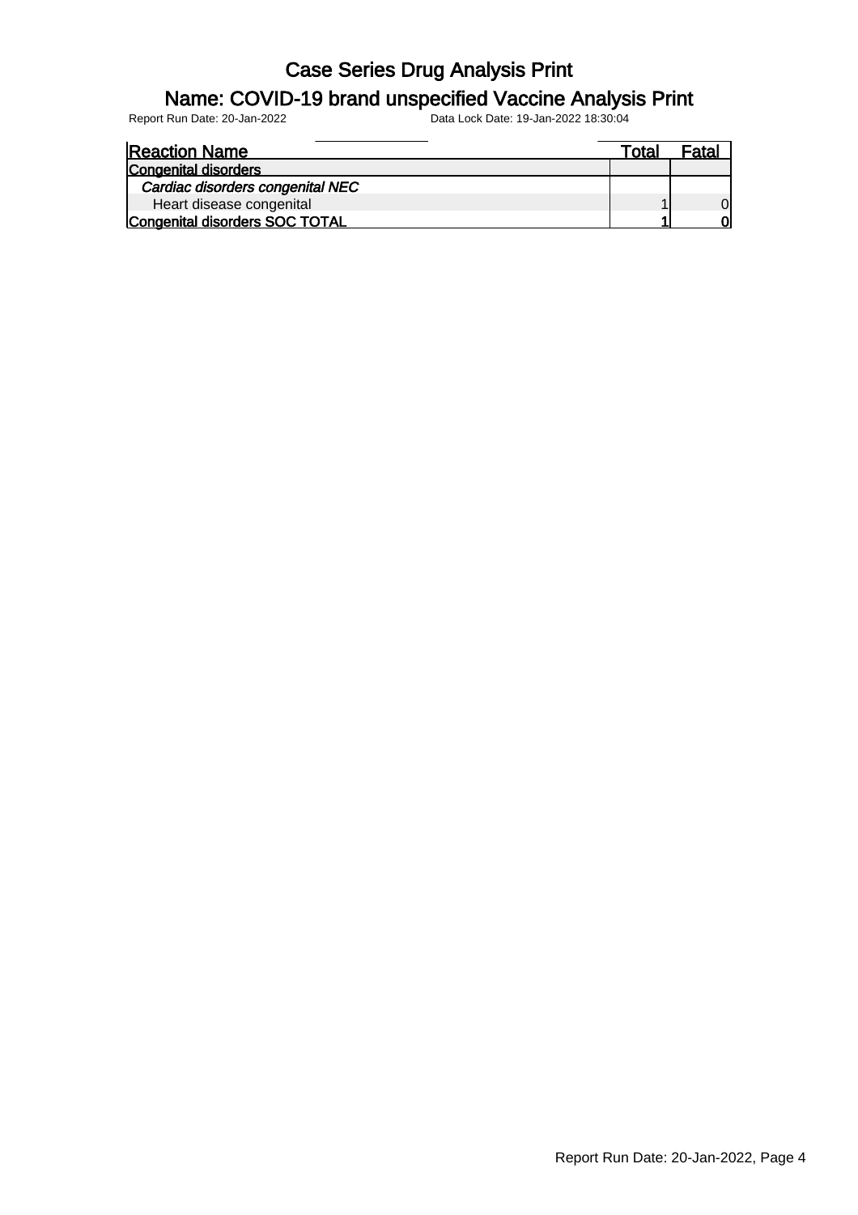# Case Series Drug Analysis Print

## Name: COVID-19 brand unspecified Vaccine Analysis Print

Report Run Date: 20-Jan-2022 Data Lock Date: 19-Jan-2022 18:30:04

| Reaction Name | Total | Fatal |
|---|---|---|
| **Congenital disorders** | | |
| *Cardiac disorders congenital NEC* | | |
| Heart disease congenital | 1 | 0 |
| **Congenital disorders SOC TOTAL** | **1** | **0** |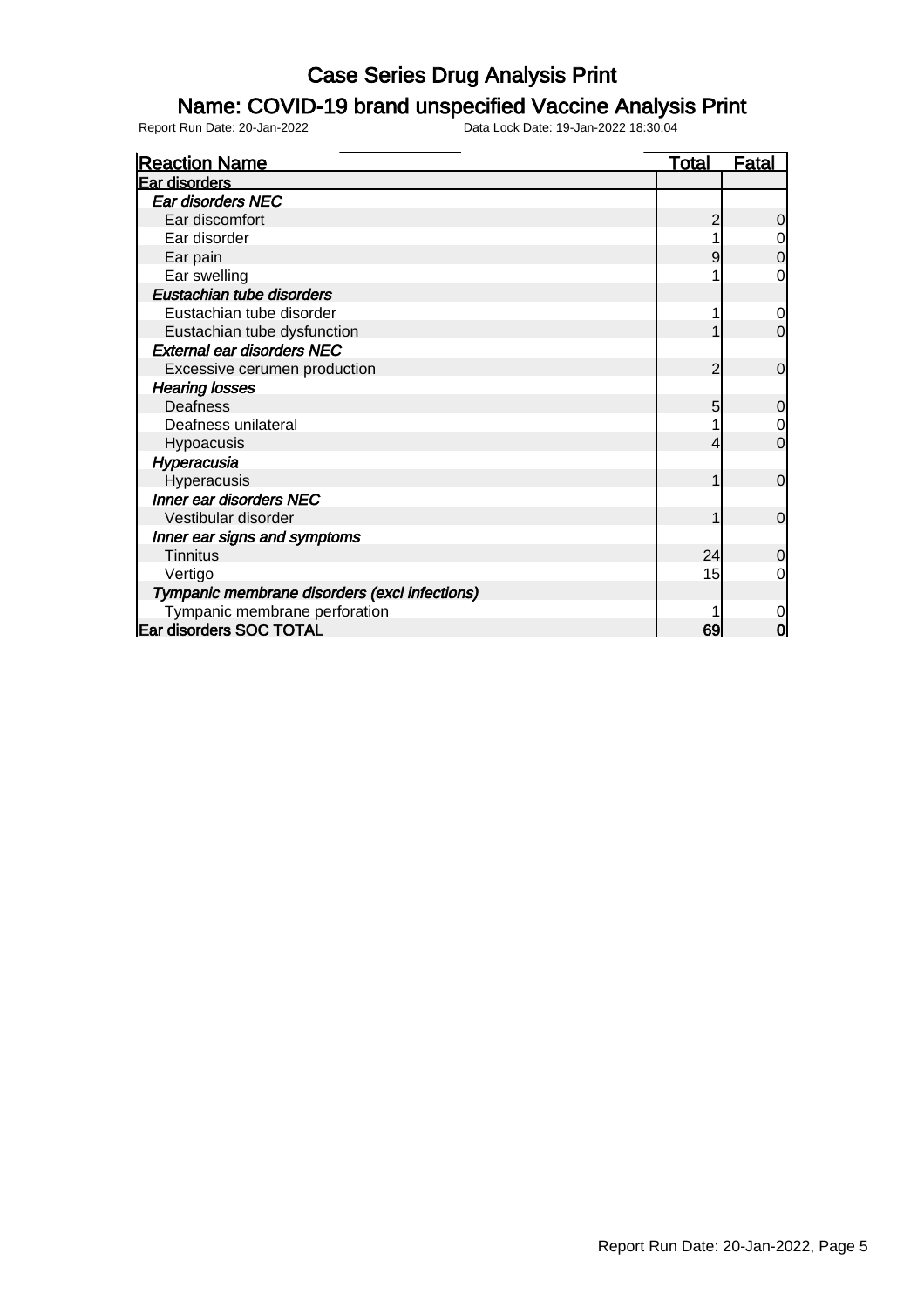# Case Series Drug Analysis Print

## Name: COVID-19 brand unspecified Vaccine Analysis Print

Report Run Date: 20-Jan-2022    Data Lock Date: 19-Jan-2022 18:30:04

| Reaction Name | Total | Fatal |
|---|---|---|
| **Ear disorders** | | |
| ***Ear disorders NEC*** | | |
| Ear discomfort | 2 | 0 |
| Ear disorder | 1 | 0 |
| Ear pain | 9 | 0 |
| Ear swelling | 1 | 0 |
| ***Eustachian tube disorders*** | | |
| Eustachian tube disorder | 1 | 0 |
| Eustachian tube dysfunction | 1 | 0 |
| ***External ear disorders NEC*** | | |
| Excessive cerumen production | 2 | 0 |
| ***Hearing losses*** | | |
| Deafness | 5 | 0 |
| Deafness unilateral | 1 | 0 |
| Hypoacusis | 4 | 0 |
| ***Hyperacusia*** | | |
| Hyperacusis | 1 | 0 |
| ***Inner ear disorders NEC*** | | |
| Vestibular disorder | 1 | 0 |
| ***Inner ear signs and symptoms*** | | |
| Tinnitus | 24 | 0 |
| Vertigo | 15 | 0 |
| ***Tympanic membrane disorders (excl infections)*** | | |
| Tympanic membrane perforation | 1 | 0 |
| **Ear disorders SOC TOTAL** | **69** | **0** |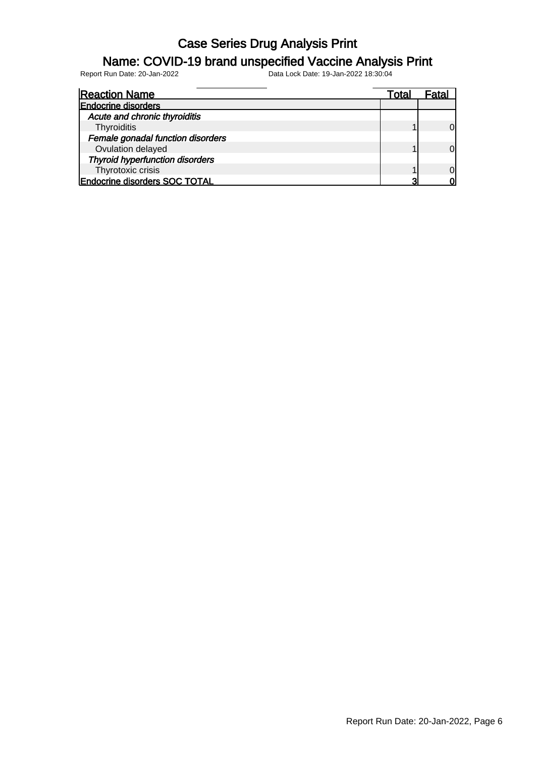# Case Series Drug Analysis Print

## Name: COVID-19 brand unspecified Vaccine Analysis Print

Report Run Date: 20-Jan-2022 Data Lock Date: 19-Jan-2022 18:30:04

| Reaction Name | Total | Fatal |
|---|---|---|
| **Endocrine disorders** | | |
| *Acute and chronic thyroiditis* | | |
| Thyroiditis | 1 | 0 |
| *Female gonadal function disorders* | | |
| Ovulation delayed | 1 | 0 |
| *Thyroid hyperfunction disorders* | | |
| Thyrotoxic crisis | 1 | 0 |
| **Endocrine disorders SOC TOTAL** | **3** | **0** |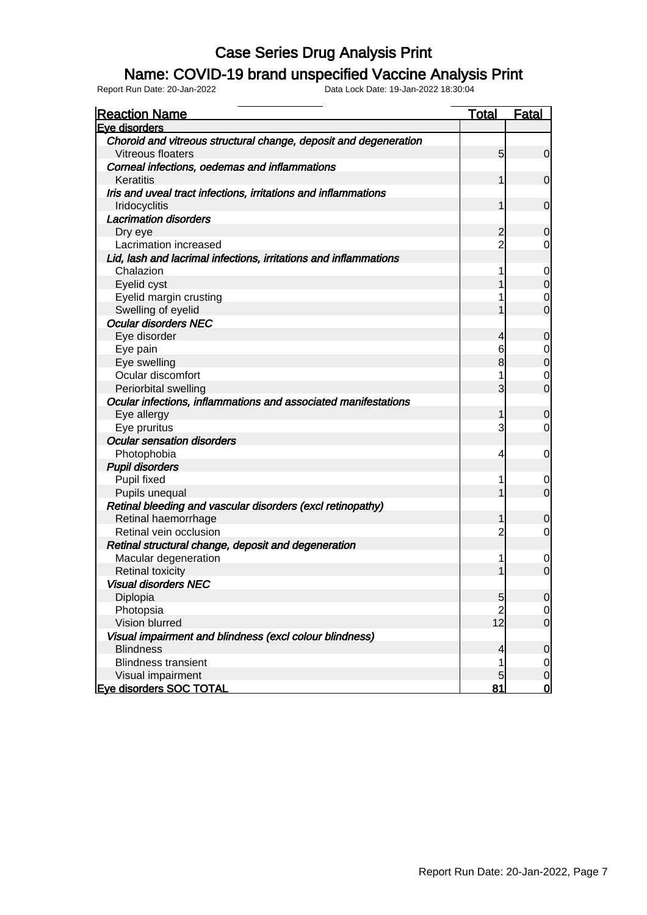# Case Series Drug Analysis Print

## Name: COVID-19 brand unspecified Vaccine Analysis Print

Report Run Date: 20-Jan-2022 Data Lock Date: 19-Jan-2022 18:30:04

| Reaction Name | Total | Fatal |
|---|---|---|
| **Eye disorders** | | |
| ***Choroid and vitreous structural change, deposit and degeneration*** | | |
| Vitreous floaters | 5 | 0 |
| ***Corneal infections, oedemas and inflammations*** | | |
| Keratitis | 1 | 0 |
| ***Iris and uveal tract infections, irritations and inflammations*** | | |
| Iridocyclitis | 1 | 0 |
| ***Lacrimation disorders*** | | |
| Dry eye | 2 | 0 |
| Lacrimation increased | 2 | 0 |
| ***Lid, lash and lacrimal infections, irritations and inflammations*** | | |
| Chalazion | 1 | 0 |
| Eyelid cyst | 1 | 0 |
| Eyelid margin crusting | 1 | 0 |
| Swelling of eyelid | 1 | 0 |
| ***Ocular disorders NEC*** | | |
| Eye disorder | 4 | 0 |
| Eye pain | 6 | 0 |
| Eye swelling | 8 | 0 |
| Ocular discomfort | 1 | 0 |
| Periorbital swelling | 3 | 0 |
| ***Ocular infections, inflammations and associated manifestations*** | | |
| Eye allergy | 1 | 0 |
| Eye pruritus | 3 | 0 |
| ***Ocular sensation disorders*** | | |
| Photophobia | 4 | 0 |
| ***Pupil disorders*** | | |
| Pupil fixed | 1 | 0 |
| Pupils unequal | 1 | 0 |
| ***Retinal bleeding and vascular disorders (excl retinopathy)*** | | |
| Retinal haemorrhage | 1 | 0 |
| Retinal vein occlusion | 2 | 0 |
| ***Retinal structural change, deposit and degeneration*** | | |
| Macular degeneration | 1 | 0 |
| Retinal toxicity | 1 | 0 |
| ***Visual disorders NEC*** | | |
| Diplopia | 5 | 0 |
| Photopsia | 2 | 0 |
| Vision blurred | 12 | 0 |
| ***Visual impairment and blindness (excl colour blindness)*** | | |
| Blindness | 4 | 0 |
| Blindness transient | 1 | 0 |
| Visual impairment | 5 | 0 |
| **Eye disorders SOC TOTAL** | **81** | **0** |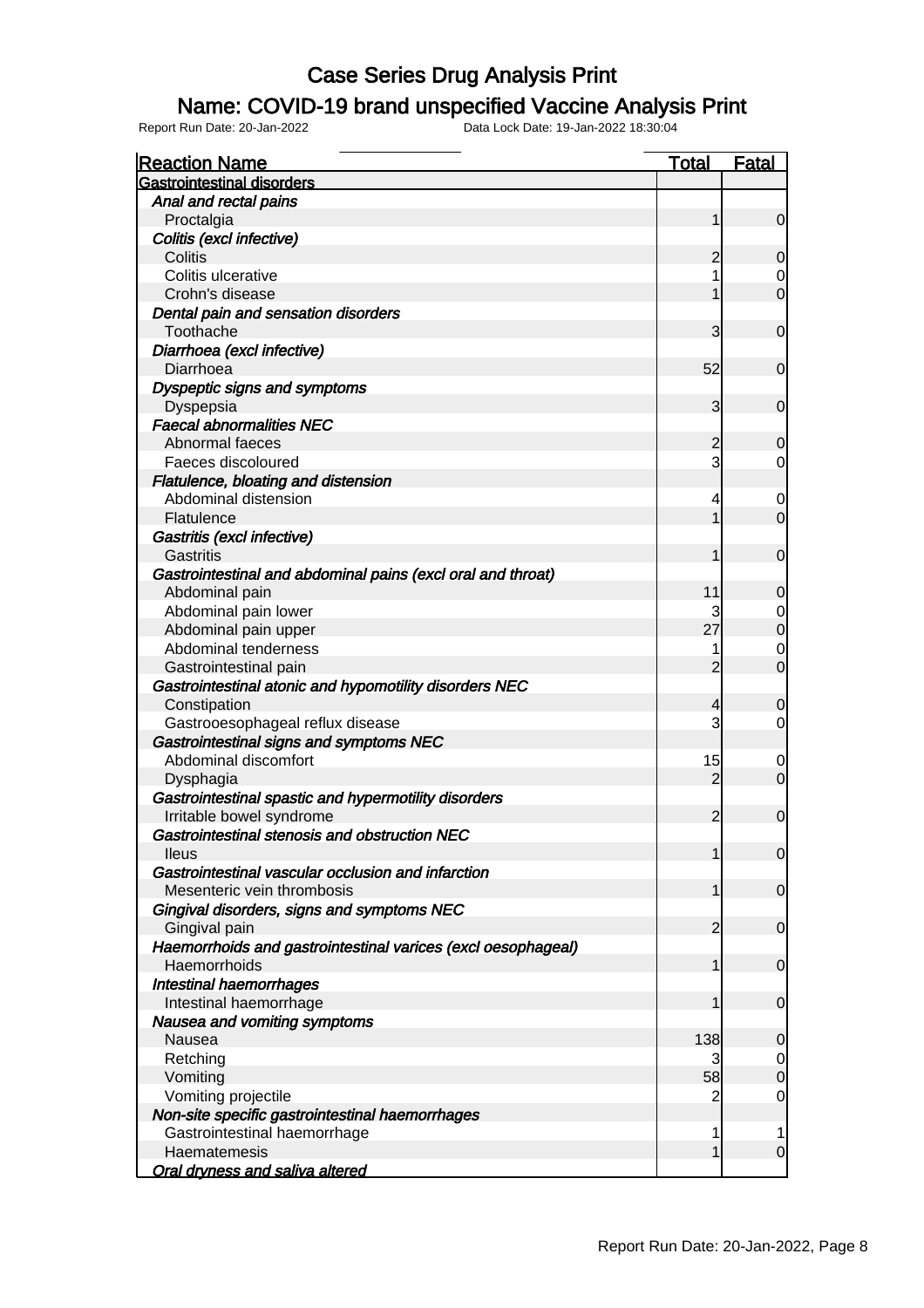# Case Series Drug Analysis Print

## Name: COVID-19 brand unspecified Vaccine Analysis Print

Report Run Date: 20-Jan-2022 Data Lock Date: 19-Jan-2022 18:30:04

| Reaction Name | Total | Fatal |
|---|---|---|
| **Gastrointestinal disorders** | | |
| *Anal and rectal pains* | | |
| Proctalgia | 1 | 0 |
| *Colitis (excl infective)* | | |
| Colitis | 2 | 0 |
| Colitis ulcerative | 1 | 0 |
| Crohn's disease | 1 | 0 |
| *Dental pain and sensation disorders* | | |
| Toothache | 3 | 0 |
| *Diarrhoea (excl infective)* | | |
| Diarrhoea | 52 | 0 |
| *Dyspeptic signs and symptoms* | | |
| Dyspepsia | 3 | 0 |
| *Faecal abnormalities NEC* | | |
| Abnormal faeces | 2 | 0 |
| Faeces discoloured | 3 | 0 |
| *Flatulence, bloating and distension* | | |
| Abdominal distension | 4 | 0 |
| Flatulence | 1 | 0 |
| *Gastritis (excl infective)* | | |
| Gastritis | 1 | 0 |
| *Gastrointestinal and abdominal pains (excl oral and throat)* | | |
| Abdominal pain | 11 | 0 |
| Abdominal pain lower | 3 | 0 |
| Abdominal pain upper | 27 | 0 |
| Abdominal tenderness | 1 | 0 |
| Gastrointestinal pain | 2 | 0 |
| *Gastrointestinal atonic and hypomotility disorders NEC* | | |
| Constipation | 4 | 0 |
| Gastrooesophageal reflux disease | 3 | 0 |
| *Gastrointestinal signs and symptoms NEC* | | |
| Abdominal discomfort | 15 | 0 |
| Dysphagia | 2 | 0 |
| *Gastrointestinal spastic and hypermotility disorders* | | |
| Irritable bowel syndrome | 2 | 0 |
| *Gastrointestinal stenosis and obstruction NEC* | | |
| Ileus | 1 | 0 |
| *Gastrointestinal vascular occlusion and infarction* | | |
| Mesenteric vein thrombosis | 1 | 0 |
| *Gingival disorders, signs and symptoms NEC* | | |
| Gingival pain | 2 | 0 |
| *Haemorrhoids and gastrointestinal varices (excl oesophageal)* | | |
| Haemorrhoids | 1 | 0 |
| *Intestinal haemorrhages* | | |
| Intestinal haemorrhage | 1 | 0 |
| *Nausea and vomiting symptoms* | | |
| Nausea | 138 | 0 |
| Retching | 3 | 0 |
| Vomiting | 58 | 0 |
| Vomiting projectile | 2 | 0 |
| *Non-site specific gastrointestinal haemorrhages* | | |
| Gastrointestinal haemorrhage | 1 | 1 |
| Haematemesis | 1 | 0 |
| *Oral dryness and saliva altered* | | |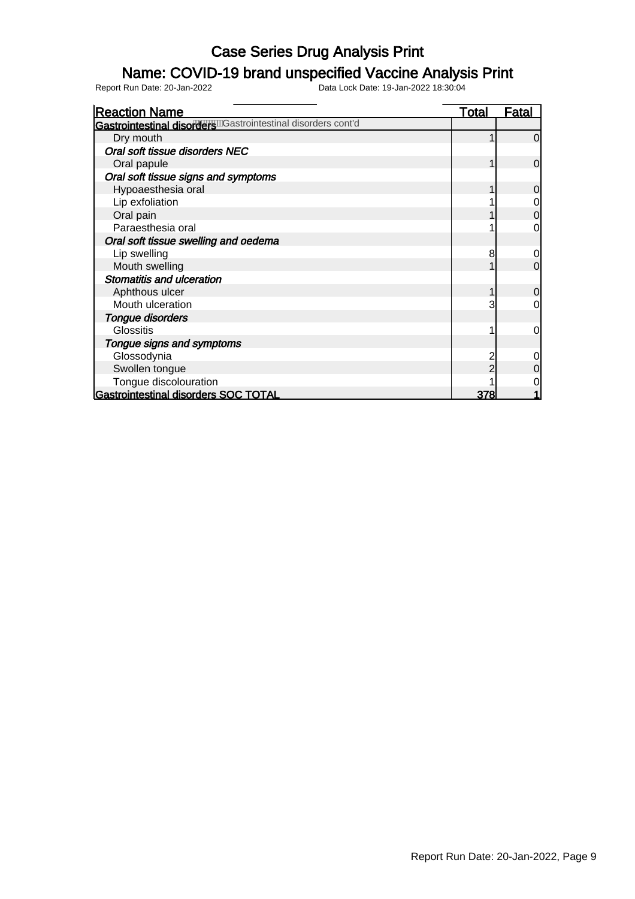# Case Series Drug Analysis Print

## Name: COVID-19 brand unspecified Vaccine Analysis Print

Report Run Date: 20-Jan-2022 Data Lock Date: 19-Jan-2022 18:30:04

| Reaction Name | Total | Fatal |
|---|---|---|
| **Gastrointestinal disorders** Gastrointestinal disorders cont'd | | |
| Dry mouth | 1 | 0 |
| *Oral soft tissue disorders NEC* | | |
| Oral papule | 1 | 0 |
| *Oral soft tissue signs and symptoms* | | |
| Hypoaesthesia oral | 1 | 0 |
| Lip exfoliation | 1 | 0 |
| Oral pain | 1 | 0 |
| Paraesthesia oral | 1 | 0 |
| *Oral soft tissue swelling and oedema* | | |
| Lip swelling | 8 | 0 |
| Mouth swelling | 1 | 0 |
| *Stomatitis and ulceration* | | |
| Aphthous ulcer | 1 | 0 |
| Mouth ulceration | 3 | 0 |
| *Tongue disorders* | | |
| Glossitis | 1 | 0 |
| *Tongue signs and symptoms* | | |
| Glossodynia | 2 | 0 |
| Swollen tongue | 2 | 0 |
| Tongue discolouration | 1 | 0 |
| **Gastrointestinal disorders SOC TOTAL** | **378** | **1** |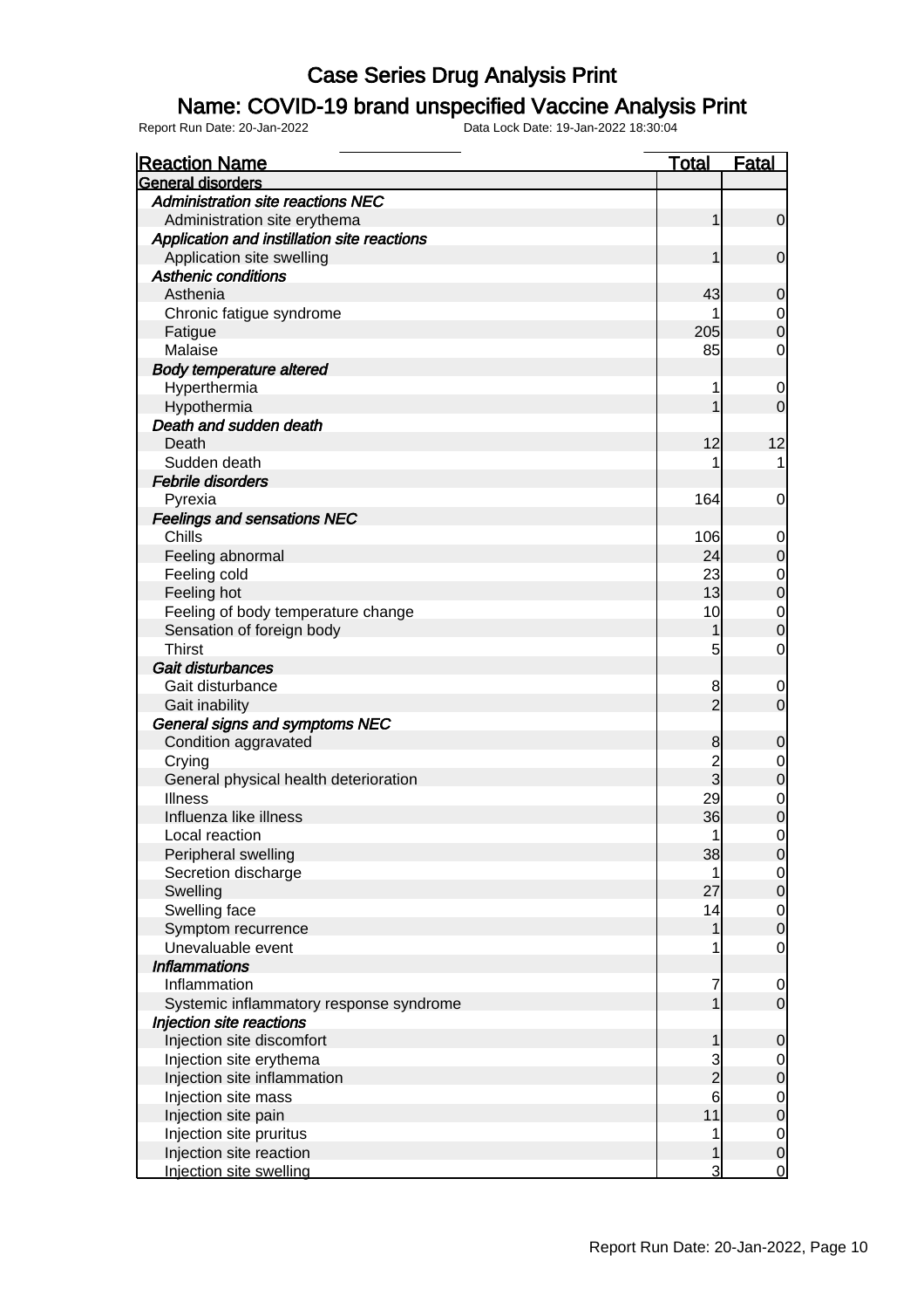# Case Series Drug Analysis Print

## Name: COVID-19 brand unspecified Vaccine Analysis Print

Report Run Date: 20-Jan-2022    Data Lock Date: 19-Jan-2022 18:30:04

| Reaction Name | Total | Fatal |
|---|---|---|
| **General disorders** | | |
| *Administration site reactions NEC* | | |
| Administration site erythema | 1 | 0 |
| *Application and instillation site reactions* | | |
| Application site swelling | 1 | 0 |
| *Asthenic conditions* | | |
| Asthenia | 43 | 0 |
| Chronic fatigue syndrome | 1 | 0 |
| Fatigue | 205 | 0 |
| Malaise | 85 | 0 |
| *Body temperature altered* | | |
| Hyperthermia | 1 | 0 |
| Hypothermia | 1 | 0 |
| *Death and sudden death* | | |
| Death | 12 | 12 |
| Sudden death | 1 | 1 |
| *Febrile disorders* | | |
| Pyrexia | 164 | 0 |
| *Feelings and sensations NEC* | | |
| Chills | 106 | 0 |
| Feeling abnormal | 24 | 0 |
| Feeling cold | 23 | 0 |
| Feeling hot | 13 | 0 |
| Feeling of body temperature change | 10 | 0 |
| Sensation of foreign body | 1 | 0 |
| Thirst | 5 | 0 |
| *Gait disturbances* | | |
| Gait disturbance | 8 | 0 |
| Gait inability | 2 | 0 |
| *General signs and symptoms NEC* | | |
| Condition aggravated | 8 | 0 |
| Crying | 2 | 0 |
| General physical health deterioration | 3 | 0 |
| Illness | 29 | 0 |
| Influenza like illness | 36 | 0 |
| Local reaction | 1 | 0 |
| Peripheral swelling | 38 | 0 |
| Secretion discharge | 1 | 0 |
| Swelling | 27 | 0 |
| Swelling face | 14 | 0 |
| Symptom recurrence | 1 | 0 |
| Unevaluable event | 1 | 0 |
| *Inflammations* | | |
| Inflammation | 7 | 0 |
| Systemic inflammatory response syndrome | 1 | 0 |
| *Injection site reactions* | | |
| Injection site discomfort | 1 | 0 |
| Injection site erythema | 3 | 0 |
| Injection site inflammation | 2 | 0 |
| Injection site mass | 6 | 0 |
| Injection site pain | 11 | 0 |
| Injection site pruritus | 1 | 0 |
| Injection site reaction | 1 | 0 |
| Injection site swelling | 3 | 0 |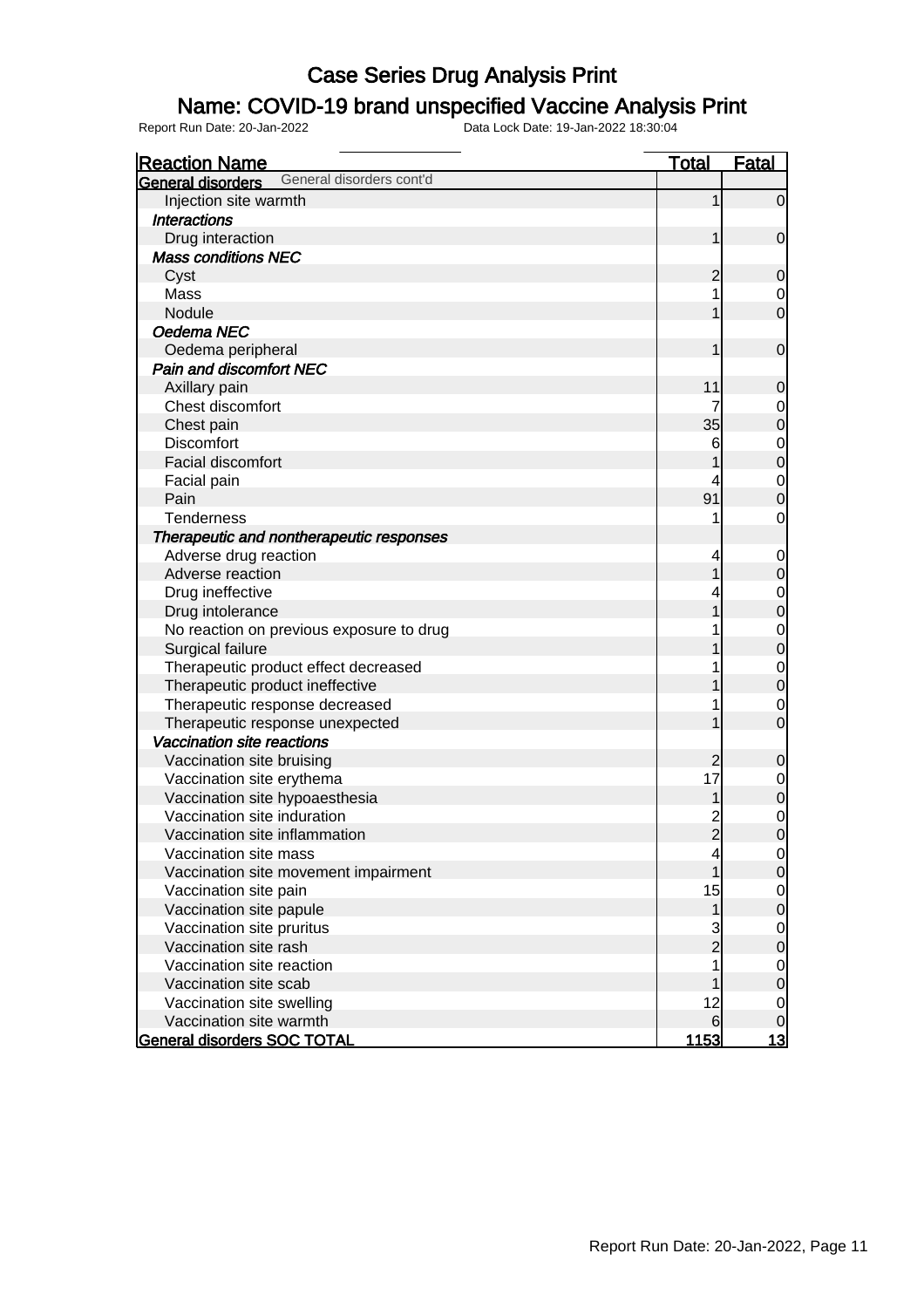# Case Series Drug Analysis Print

## Name: COVID-19 brand unspecified Vaccine Analysis Print

Report Run Date: 20-Jan-2022 Data Lock Date: 19-Jan-2022 18:30:04

| Reaction Name | Total | Fatal |
|---|---|---|
| **General disorders** General disorders cont'd | | |
| Injection site warmth | 1 | 0 |
| ***Interactions*** | | |
| Drug interaction | 1 | 0 |
| ***Mass conditions NEC*** | | |
| Cyst | 2 | 0 |
| Mass | 1 | 0 |
| Nodule | 1 | 0 |
| ***Oedema NEC*** | | |
| Oedema peripheral | 1 | 0 |
| ***Pain and discomfort NEC*** | | |
| Axillary pain | 11 | 0 |
| Chest discomfort | 7 | 0 |
| Chest pain | 35 | 0 |
| Discomfort | 6 | 0 |
| Facial discomfort | 1 | 0 |
| Facial pain | 4 | 0 |
| Pain | 91 | 0 |
| Tenderness | 1 | 0 |
| ***Therapeutic and nontherapeutic responses*** | | |
| Adverse drug reaction | 4 | 0 |
| Adverse reaction | 1 | 0 |
| Drug ineffective | 4 | 0 |
| Drug intolerance | 1 | 0 |
| No reaction on previous exposure to drug | 1 | 0 |
| Surgical failure | 1 | 0 |
| Therapeutic product effect decreased | 1 | 0 |
| Therapeutic product ineffective | 1 | 0 |
| Therapeutic response decreased | 1 | 0 |
| Therapeutic response unexpected | 1 | 0 |
| ***Vaccination site reactions*** | | |
| Vaccination site bruising | 2 | 0 |
| Vaccination site erythema | 17 | 0 |
| Vaccination site hypoaesthesia | 1 | 0 |
| Vaccination site induration | 2 | 0 |
| Vaccination site inflammation | 2 | 0 |
| Vaccination site mass | 4 | 0 |
| Vaccination site movement impairment | 1 | 0 |
| Vaccination site pain | 15 | 0 |
| Vaccination site papule | 1 | 0 |
| Vaccination site pruritus | 3 | 0 |
| Vaccination site rash | 2 | 0 |
| Vaccination site reaction | 1 | 0 |
| Vaccination site scab | 1 | 0 |
| Vaccination site swelling | 12 | 0 |
| Vaccination site warmth | 6 | 0 |
| **General disorders SOC TOTAL** | **1153** | **13** |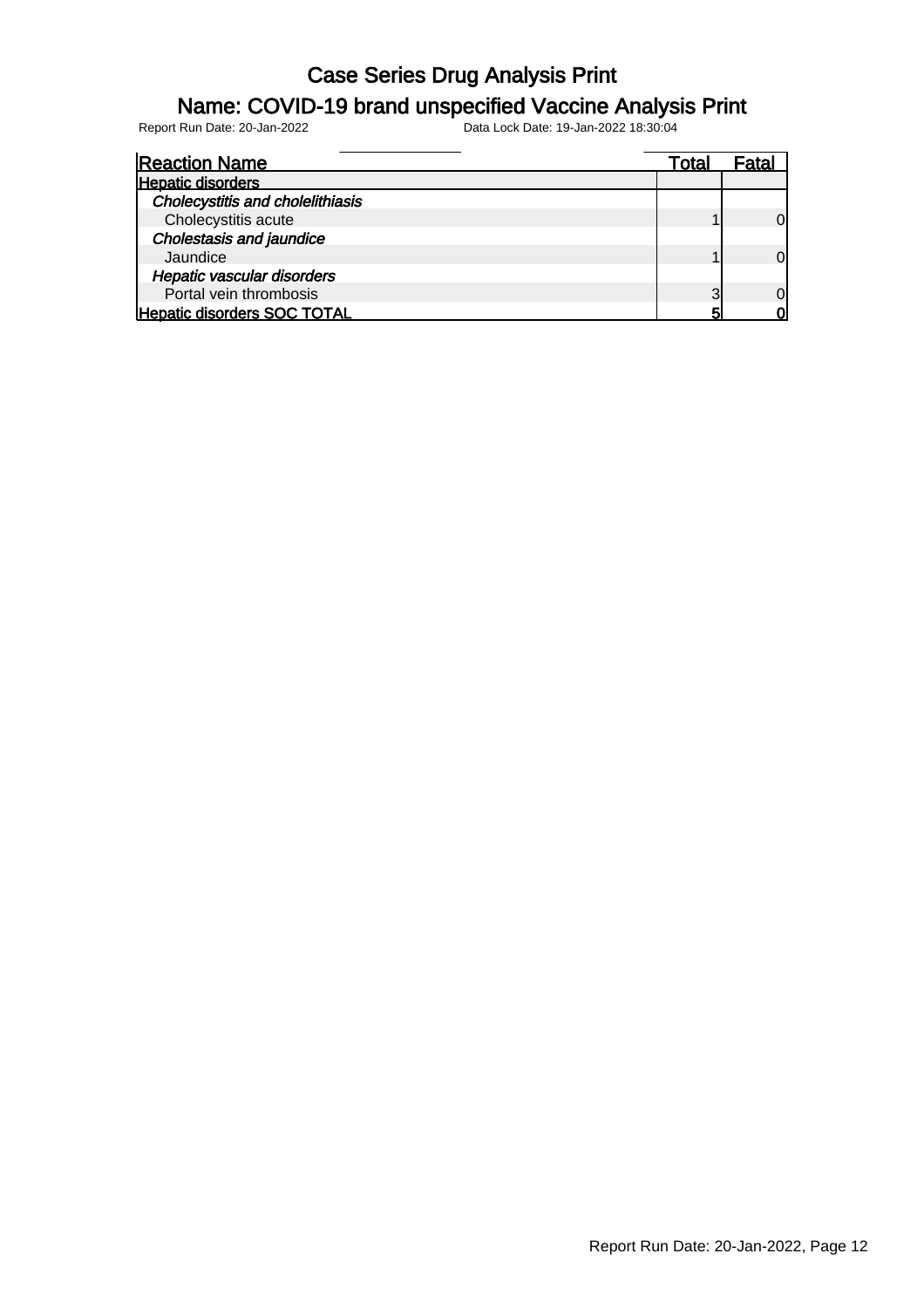# Case Series Drug Analysis Print

## Name: COVID-19 brand unspecified Vaccine Analysis Print

Report Run Date: 20-Jan-2022 Data Lock Date: 19-Jan-2022 18:30:04

| Reaction Name | Total | Fatal |
|---|---|---|
| **Hepatic disorders** | | |
| ***Cholecystitis and cholelithiasis*** | | |
| Cholecystitis acute | 1 | 0 |
| ***Cholestasis and jaundice*** | | |
| Jaundice | 1 | 0 |
| ***Hepatic vascular disorders*** | | |
| Portal vein thrombosis | 3 | 0 |
| **Hepatic disorders SOC TOTAL** | **5** | **0** |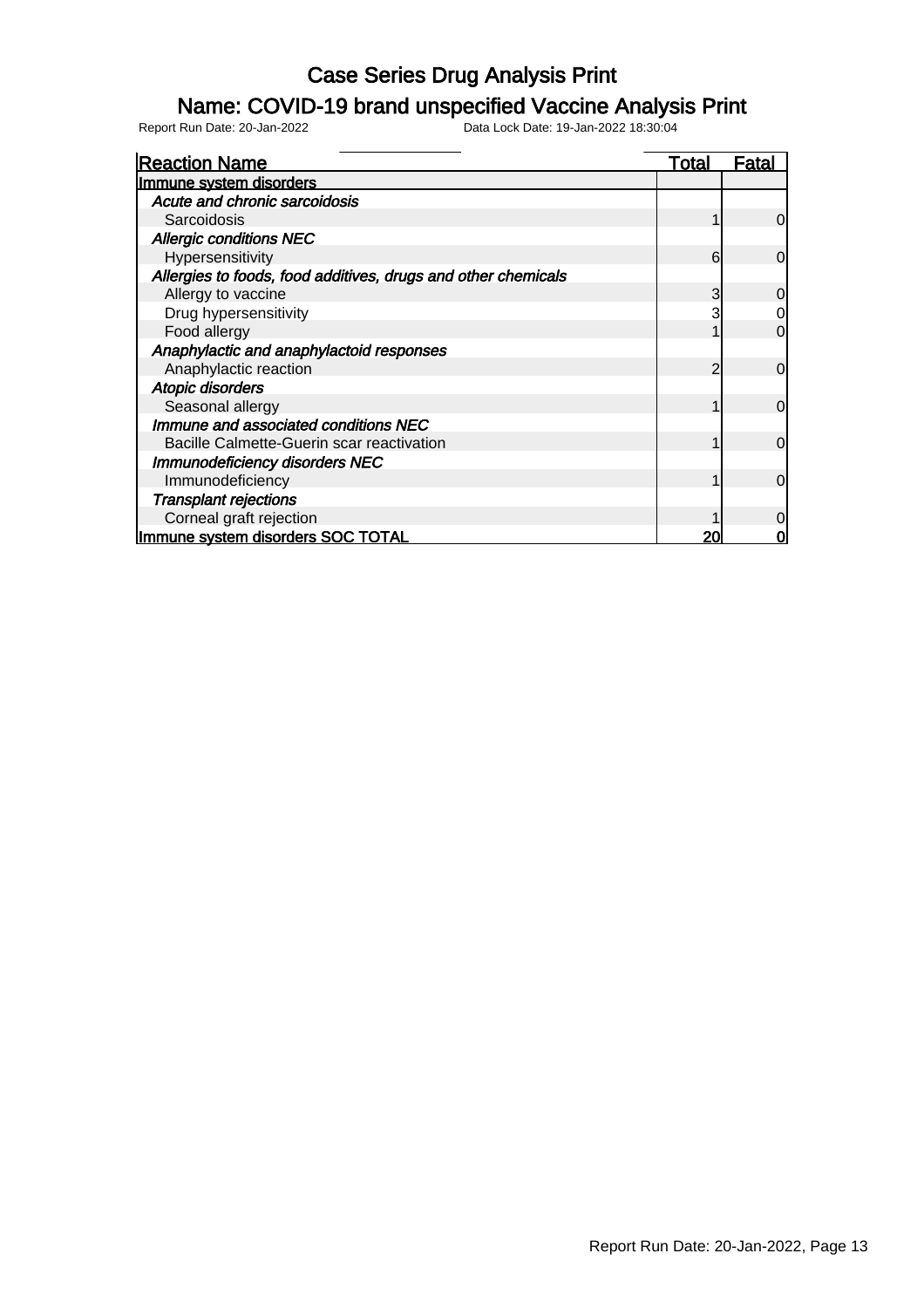# Case Series Drug Analysis Print

## Name: COVID-19 brand unspecified Vaccine Analysis Print

Report Run Date: 20-Jan-2022 Data Lock Date: 19-Jan-2022 18:30:04

| Reaction Name | Total | Fatal |
|---|---|---|
| **Immune system disorders** | | |
| *Acute and chronic sarcoidosis* | | |
| Sarcoidosis | 1 | 0 |
| *Allergic conditions NEC* | | |
| Hypersensitivity | 6 | 0 |
| *Allergies to foods, food additives, drugs and other chemicals* | | |
| Allergy to vaccine | 3 | 0 |
| Drug hypersensitivity | 3 | 0 |
| Food allergy | 1 | 0 |
| *Anaphylactic and anaphylactoid responses* | | |
| Anaphylactic reaction | 2 | 0 |
| *Atopic disorders* | | |
| Seasonal allergy | 1 | 0 |
| *Immune and associated conditions NEC* | | |
| Bacille Calmette-Guerin scar reactivation | 1 | 0 |
| *Immunodeficiency disorders NEC* | | |
| Immunodeficiency | 1 | 0 |
| *Transplant rejections* | | |
| Corneal graft rejection | 1 | 0 |
| **Immune system disorders SOC TOTAL** | **20** | **0** |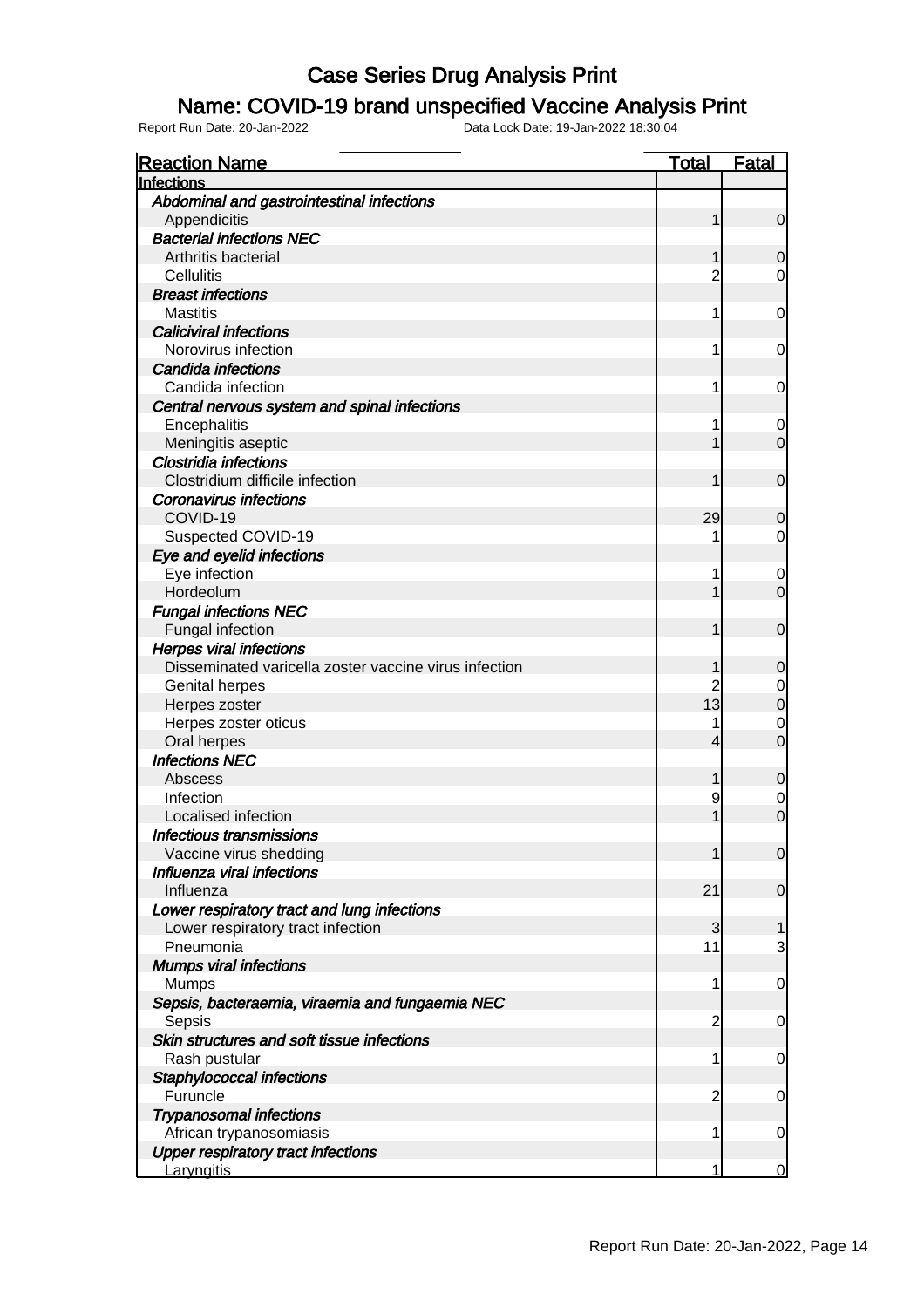# Case Series Drug Analysis Print

## Name: COVID-19 brand unspecified Vaccine Analysis Print

Report Run Date: 20-Jan-2022    Data Lock Date: 19-Jan-2022 18:30:04

| Reaction Name | Total | Fatal |
|---|---|---|
| **Infections** | | |
| *Abdominal and gastrointestinal infections* | | |
| Appendicitis | 1 | 0 |
| *Bacterial infections NEC* | | |
| Arthritis bacterial | 1 | 0 |
| Cellulitis | 2 | 0 |
| *Breast infections* | | |
| Mastitis | 1 | 0 |
| *Caliciviral infections* | | |
| Norovirus infection | 1 | 0 |
| *Candida infections* | | |
| Candida infection | 1 | 0 |
| *Central nervous system and spinal infections* | | |
| Encephalitis | 1 | 0 |
| Meningitis aseptic | 1 | 0 |
| *Clostridia infections* | | |
| Clostridium difficile infection | 1 | 0 |
| *Coronavirus infections* | | |
| COVID-19 | 29 | 0 |
| Suspected COVID-19 | 1 | 0 |
| *Eye and eyelid infections* | | |
| Eye infection | 1 | 0 |
| Hordeolum | 1 | 0 |
| *Fungal infections NEC* | | |
| Fungal infection | 1 | 0 |
| *Herpes viral infections* | | |
| Disseminated varicella zoster vaccine virus infection | 1 | 0 |
| Genital herpes | 2 | 0 |
| Herpes zoster | 13 | 0 |
| Herpes zoster oticus | 1 | 0 |
| Oral herpes | 4 | 0 |
| *Infections NEC* | | |
| Abscess | 1 | 0 |
| Infection | 9 | 0 |
| Localised infection | 1 | 0 |
| *Infectious transmissions* | | |
| Vaccine virus shedding | 1 | 0 |
| *Influenza viral infections* | | |
| Influenza | 21 | 0 |
| *Lower respiratory tract and lung infections* | | |
| Lower respiratory tract infection | 3 | 1 |
| Pneumonia | 11 | 3 |
| *Mumps viral infections* | | |
| Mumps | 1 | 0 |
| *Sepsis, bacteraemia, viraemia and fungaemia NEC* | | |
| Sepsis | 2 | 0 |
| *Skin structures and soft tissue infections* | | |
| Rash pustular | 1 | 0 |
| *Staphylococcal infections* | | |
| Furuncle | 2 | 0 |
| *Trypanosomal infections* | | |
| African trypanosomiasis | 1 | 0 |
| *Upper respiratory tract infections* | | |
| Laryngitis | 1 | 0 |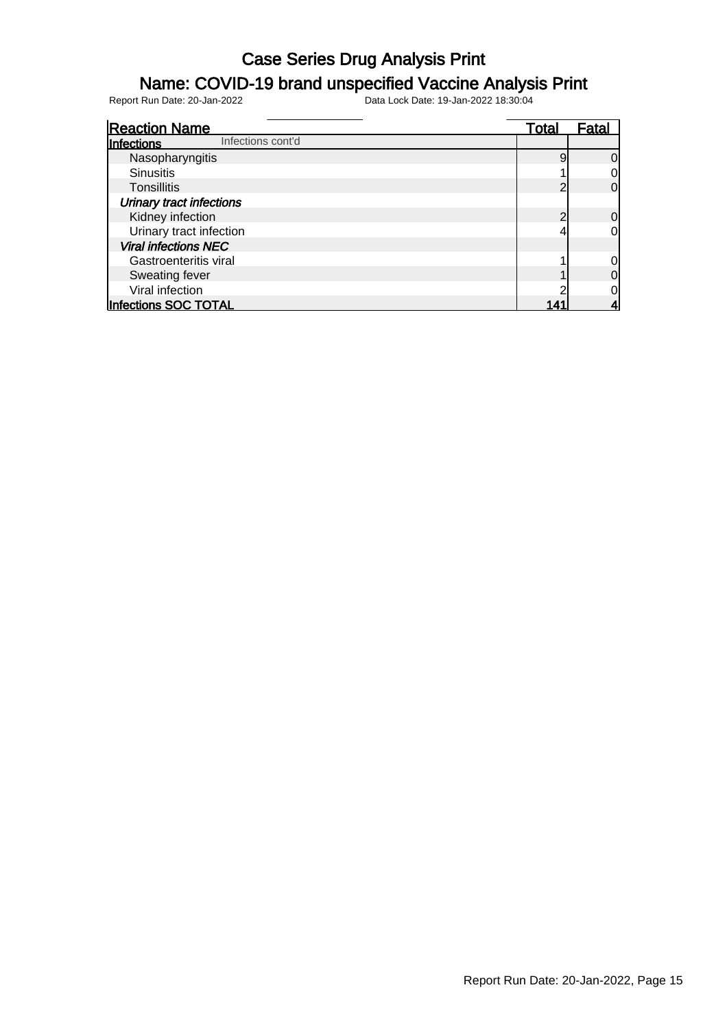# Case Series Drug Analysis Print

## Name: COVID-19 brand unspecified Vaccine Analysis Print

Report Run Date: 20-Jan-2022 Data Lock Date: 19-Jan-2022 18:30:04

| Reaction Name | Total | Fatal |
|---|---|---|
| **Infections** Infections cont'd | | |
| Nasopharyngitis | 9 | 0 |
| Sinusitis | 1 | 0 |
| Tonsillitis | 2 | 0 |
| *Urinary tract infections* | | |
| Kidney infection | 2 | 0 |
| Urinary tract infection | 4 | 0 |
| *Viral infections NEC* | | |
| Gastroenteritis viral | 1 | 0 |
| Sweating fever | 1 | 0 |
| Viral infection | 2 | 0 |
| **Infections SOC TOTAL** | **141** | **4** |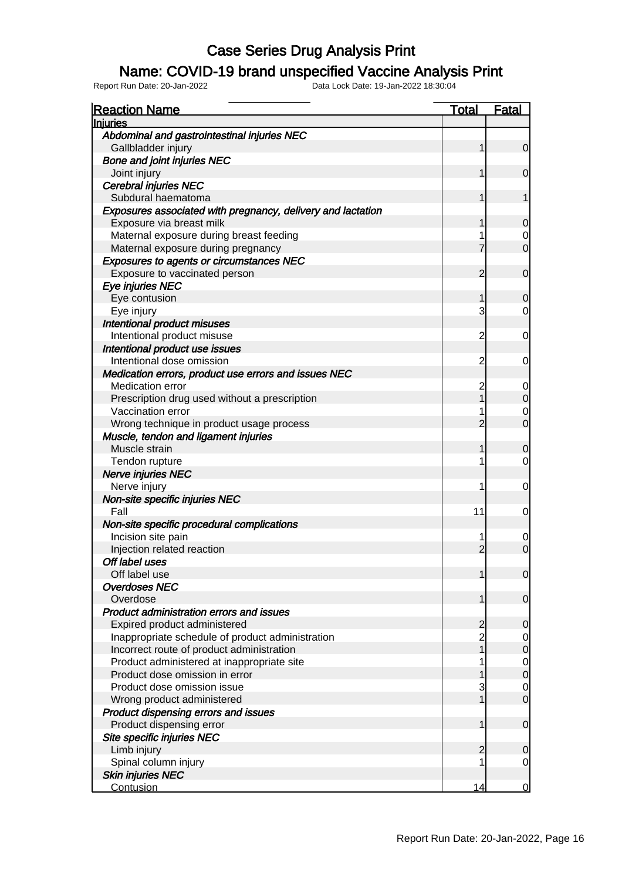# Case Series Drug Analysis Print

## Name: COVID-19 brand unspecified Vaccine Analysis Print

Report Run Date: 20-Jan-2022 Data Lock Date: 19-Jan-2022 18:30:04

| Reaction Name | Total | Fatal |
|---|---|---|
| **Injuries** | | |
| ***Abdominal and gastrointestinal injuries NEC*** | | |
| Gallbladder injury | 1 | 0 |
| ***Bone and joint injuries NEC*** | | |
| Joint injury | 1 | 0 |
| ***Cerebral injuries NEC*** | | |
| Subdural haematoma | 1 | 1 |
| ***Exposures associated with pregnancy, delivery and lactation*** | | |
| Exposure via breast milk | 1 | 0 |
| Maternal exposure during breast feeding | 1 | 0 |
| Maternal exposure during pregnancy | 7 | 0 |
| ***Exposures to agents or circumstances NEC*** | | |
| Exposure to vaccinated person | 2 | 0 |
| ***Eye injuries NEC*** | | |
| Eye contusion | 1 | 0 |
| Eye injury | 3 | 0 |
| ***Intentional product misuses*** | | |
| Intentional product misuse | 2 | 0 |
| ***Intentional product use issues*** | | |
| Intentional dose omission | 2 | 0 |
| ***Medication errors, product use errors and issues NEC*** | | |
| Medication error | 2 | 0 |
| Prescription drug used without a prescription | 1 | 0 |
| Vaccination error | 1 | 0 |
| Wrong technique in product usage process | 2 | 0 |
| ***Muscle, tendon and ligament injuries*** | | |
| Muscle strain | 1 | 0 |
| Tendon rupture | 1 | 0 |
| ***Nerve injuries NEC*** | | |
| Nerve injury | 1 | 0 |
| ***Non-site specific injuries NEC*** | | |
| Fall | 11 | 0 |
| ***Non-site specific procedural complications*** | | |
| Incision site pain | 1 | 0 |
| Injection related reaction | 2 | 0 |
| ***Off label uses*** | | |
| Off label use | 1 | 0 |
| ***Overdoses NEC*** | | |
| Overdose | 1 | 0 |
| ***Product administration errors and issues*** | | |
| Expired product administered | 2 | 0 |
| Inappropriate schedule of product administration | 2 | 0 |
| Incorrect route of product administration | 1 | 0 |
| Product administered at inappropriate site | 1 | 0 |
| Product dose omission in error | 1 | 0 |
| Product dose omission issue | 3 | 0 |
| Wrong product administered | 1 | 0 |
| ***Product dispensing errors and issues*** | | |
| Product dispensing error | 1 | 0 |
| ***Site specific injuries NEC*** | | |
| Limb injury | 2 | 0 |
| Spinal column injury | 1 | 0 |
| ***Skin injuries NEC*** | | |
| Contusion | 14 | 0 |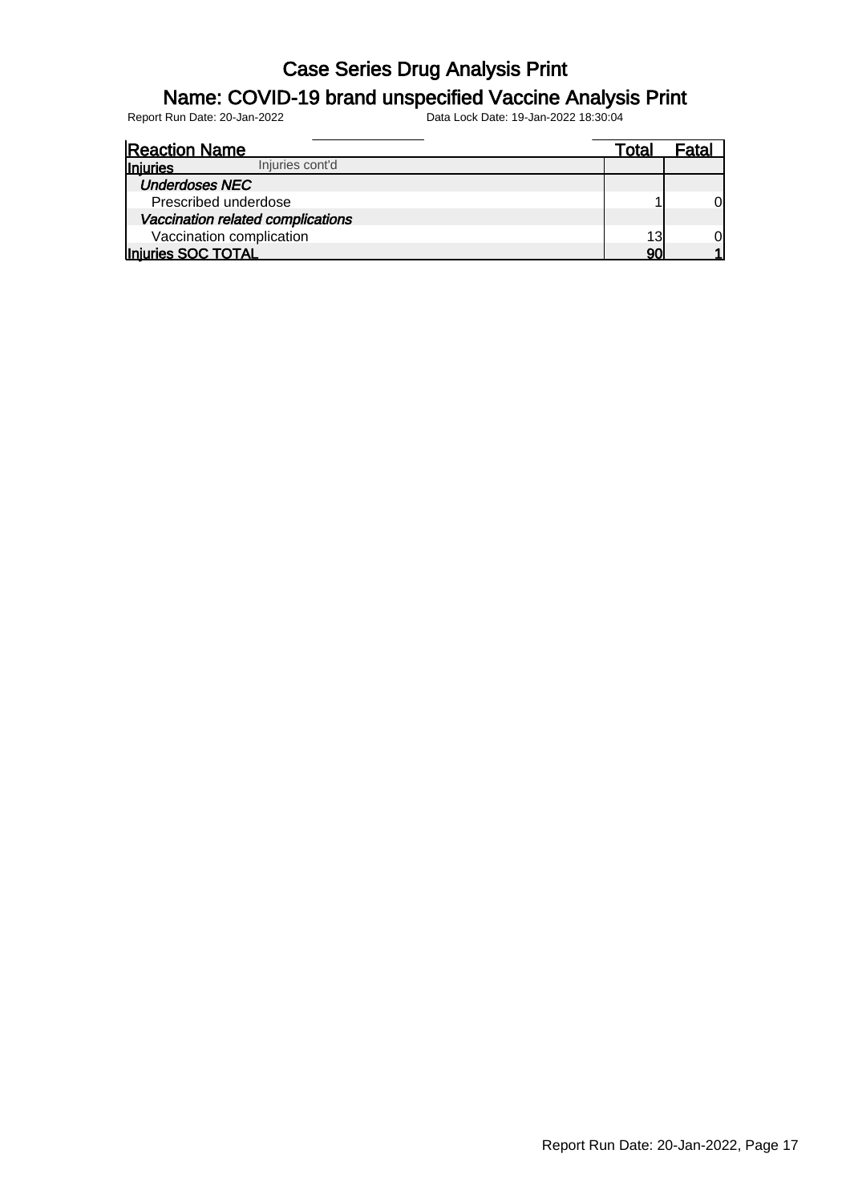# Case Series Drug Analysis Print

## Name: COVID-19 brand unspecified Vaccine Analysis Print

Report Run Date: 20-Jan-2022 Data Lock Date: 19-Jan-2022 18:30:04

| Reaction Name | Total | Fatal |
|---|---|---|
| **Injuries** Injuries cont'd | | |
| ***Underdoses NEC*** | | |
| Prescribed underdose | 1 | 0 |
| ***Vaccination related complications*** | | |
| Vaccination complication | 13 | 0 |
| **Injuries SOC TOTAL** | **90** | **1** |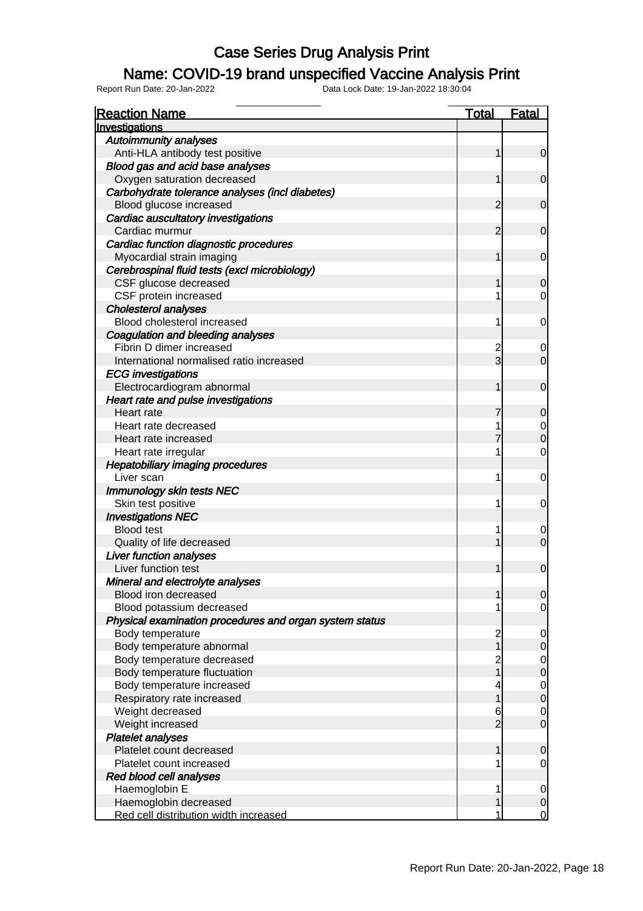# Case Series Drug Analysis Print

## Name: COVID-19 brand unspecified Vaccine Analysis Print

Report Run Date: 20-Jan-2022 Data Lock Date: 19-Jan-2022 18:30:04

| Reaction Name | Total | Fatal |
|---|---|---|
| **Investigations** | | |
| *Autoimmunity analyses* | | |
| Anti-HLA antibody test positive | 1 | 0 |
| *Blood gas and acid base analyses* | | |
| Oxygen saturation decreased | 1 | 0 |
| *Carbohydrate tolerance analyses (incl diabetes)* | | |
| Blood glucose increased | 2 | 0 |
| *Cardiac auscultatory investigations* | | |
| Cardiac murmur | 2 | 0 |
| *Cardiac function diagnostic procedures* | | |
| Myocardial strain imaging | 1 | 0 |
| *Cerebrospinal fluid tests (excl microbiology)* | | |
| CSF glucose decreased | 1 | 0 |
| CSF protein increased | 1 | 0 |
| *Cholesterol analyses* | | |
| Blood cholesterol increased | 1 | 0 |
| *Coagulation and bleeding analyses* | | |
| Fibrin D dimer increased | 2 | 0 |
| International normalised ratio increased | 3 | 0 |
| *ECG investigations* | | |
| Electrocardiogram abnormal | 1 | 0 |
| *Heart rate and pulse investigations* | | |
| Heart rate | 7 | 0 |
| Heart rate decreased | 1 | 0 |
| Heart rate increased | 7 | 0 |
| Heart rate irregular | 1 | 0 |
| *Hepatobiliary imaging procedures* | | |
| Liver scan | 1 | 0 |
| *Immunology skin tests NEC* | | |
| Skin test positive | 1 | 0 |
| *Investigations NEC* | | |
| Blood test | 1 | 0 |
| Quality of life decreased | 1 | 0 |
| *Liver function analyses* | | |
| Liver function test | 1 | 0 |
| *Mineral and electrolyte analyses* | | |
| Blood iron decreased | 1 | 0 |
| Blood potassium decreased | 1 | 0 |
| *Physical examination procedures and organ system status* | | |
| Body temperature | 2 | 0 |
| Body temperature abnormal | 1 | 0 |
| Body temperature decreased | 2 | 0 |
| Body temperature fluctuation | 1 | 0 |
| Body temperature increased | 4 | 0 |
| Respiratory rate increased | 1 | 0 |
| Weight decreased | 6 | 0 |
| Weight increased | 2 | 0 |
| *Platelet analyses* | | |
| Platelet count decreased | 1 | 0 |
| Platelet count increased | 1 | 0 |
| *Red blood cell analyses* | | |
| Haemoglobin E | 1 | 0 |
| Haemoglobin decreased | 1 | 0 |
| Red cell distribution width increased | 1 | 0 |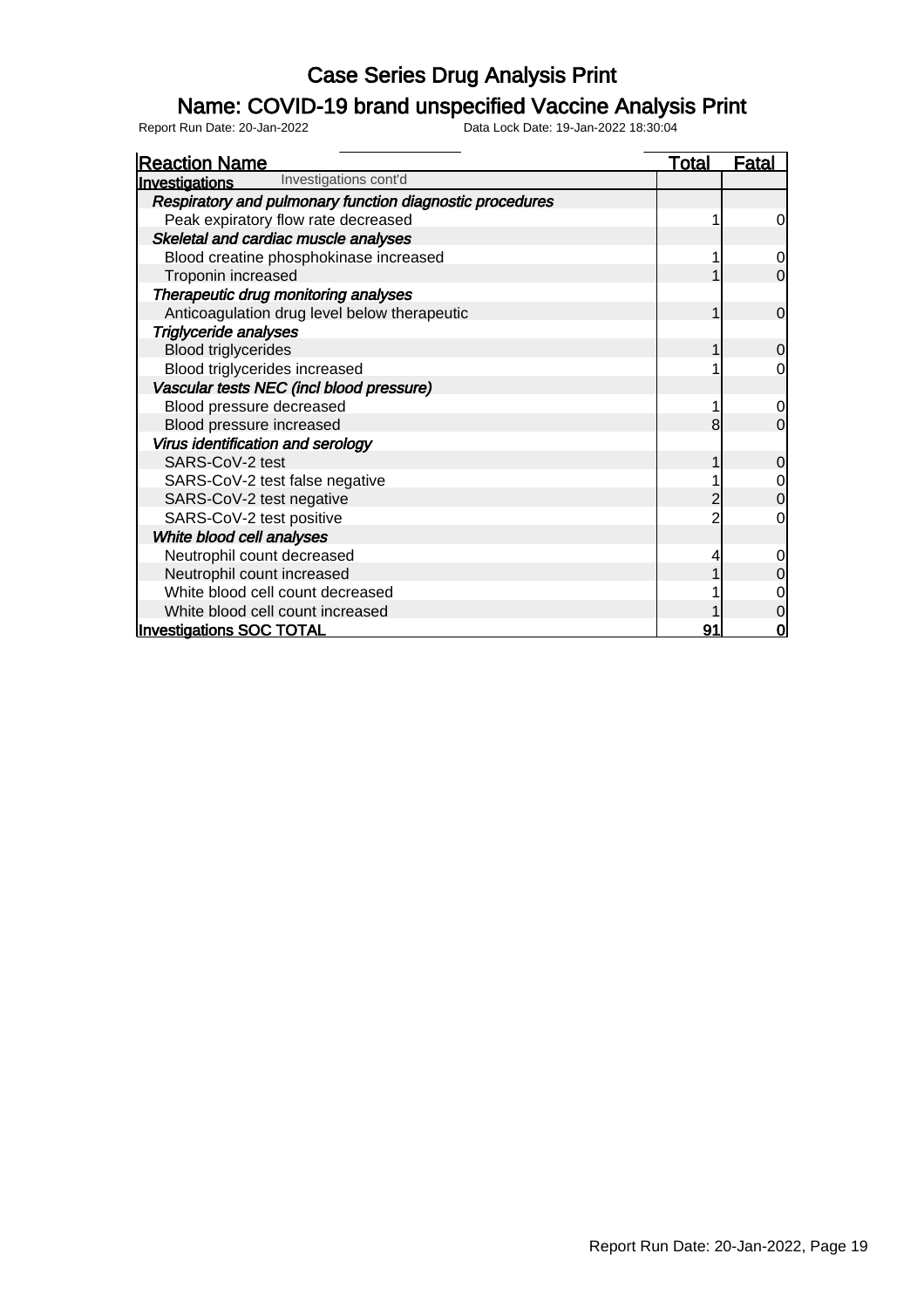# Case Series Drug Analysis Print

## Name: COVID-19 brand unspecified Vaccine Analysis Print

Report Run Date: 20-Jan-2022 Data Lock Date: 19-Jan-2022 18:30:04

| Reaction Name | Total | Fatal |
|---|---|---|
| **Investigations** Investigations cont'd | | |
| ***Respiratory and pulmonary function diagnostic procedures*** | | |
| Peak expiratory flow rate decreased | 1 | 0 |
| ***Skeletal and cardiac muscle analyses*** | | |
| Blood creatine phosphokinase increased | 1 | 0 |
| Troponin increased | 1 | 0 |
| ***Therapeutic drug monitoring analyses*** | | |
| Anticoagulation drug level below therapeutic | 1 | 0 |
| ***Triglyceride analyses*** | | |
| Blood triglycerides | 1 | 0 |
| Blood triglycerides increased | 1 | 0 |
| ***Vascular tests NEC (incl blood pressure)*** | | |
| Blood pressure decreased | 1 | 0 |
| Blood pressure increased | 8 | 0 |
| ***Virus identification and serology*** | | |
| SARS-CoV-2 test | 1 | 0 |
| SARS-CoV-2 test false negative | 1 | 0 |
| SARS-CoV-2 test negative | 2 | 0 |
| SARS-CoV-2 test positive | 2 | 0 |
| ***White blood cell analyses*** | | |
| Neutrophil count decreased | 4 | 0 |
| Neutrophil count increased | 1 | 0 |
| White blood cell count decreased | 1 | 0 |
| White blood cell count increased | 1 | 0 |
| **Investigations SOC TOTAL** | **91** | **0** |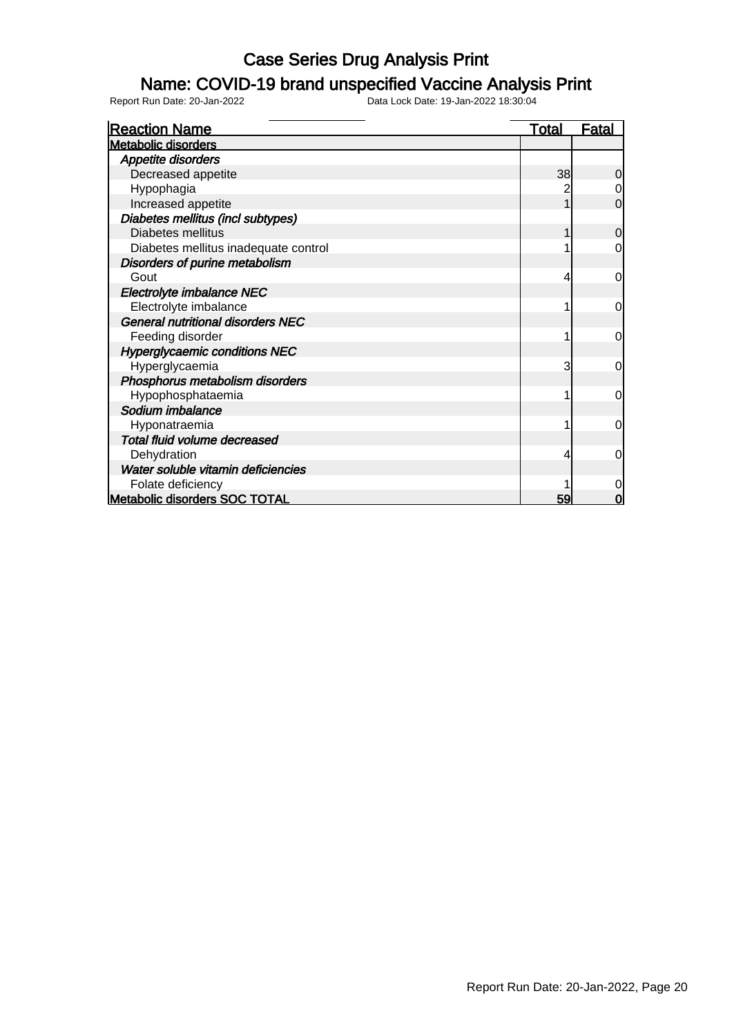# Case Series Drug Analysis Print

## Name: COVID-19 brand unspecified Vaccine Analysis Print

Report Run Date: 20-Jan-2022 Data Lock Date: 19-Jan-2022 18:30:04

| Reaction Name | Total | Fatal |
|---|---|---|
| **Metabolic disorders** | | |
| *Appetite disorders* | | |
| Decreased appetite | 38 | 0 |
| Hypophagia | 2 | 0 |
| Increased appetite | 1 | 0 |
| *Diabetes mellitus (incl subtypes)* | | |
| Diabetes mellitus | 1 | 0 |
| Diabetes mellitus inadequate control | 1 | 0 |
| *Disorders of purine metabolism* | | |
| Gout | 4 | 0 |
| *Electrolyte imbalance NEC* | | |
| Electrolyte imbalance | 1 | 0 |
| *General nutritional disorders NEC* | | |
| Feeding disorder | 1 | 0 |
| *Hyperglycaemic conditions NEC* | | |
| Hyperglycaemia | 3 | 0 |
| *Phosphorus metabolism disorders* | | |
| Hypophosphataemia | 1 | 0 |
| *Sodium imbalance* | | |
| Hyponatraemia | 1 | 0 |
| *Total fluid volume decreased* | | |
| Dehydration | 4 | 0 |
| *Water soluble vitamin deficiencies* | | |
| Folate deficiency | 1 | 0 |
| **Metabolic disorders SOC TOTAL** | **59** | **0** |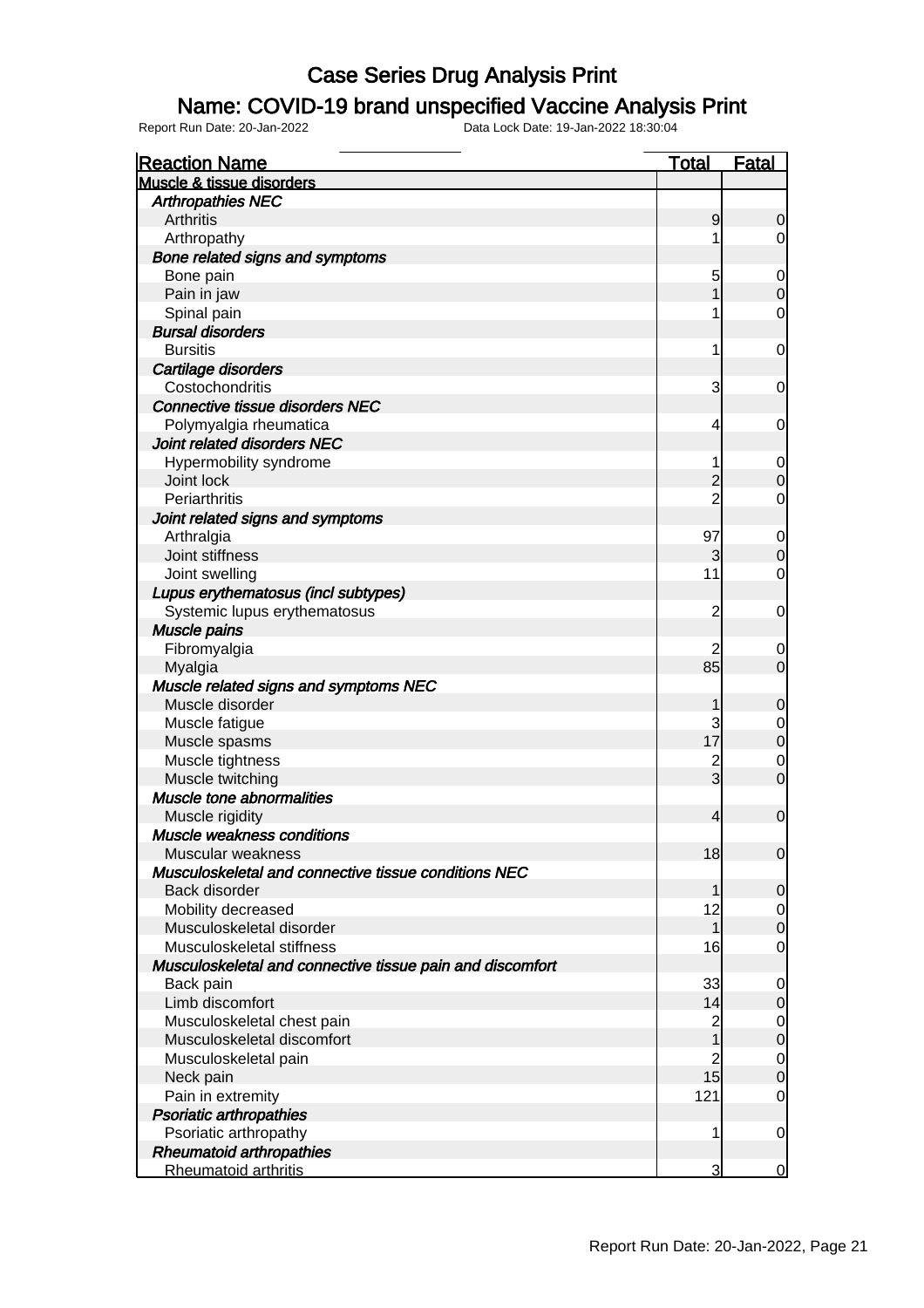# Case Series Drug Analysis Print

## Name: COVID-19 brand unspecified Vaccine Analysis Print

Report Run Date: 20-Jan-2022 Data Lock Date: 19-Jan-2022 18:30:04

| Reaction Name | Total | Fatal |
|---|---|---|
| **Muscle & tissue disorders** | | |
| *Arthropathies NEC* | | |
| Arthritis | 9 | 0 |
| Arthropathy | 1 | 0 |
| *Bone related signs and symptoms* | | |
| Bone pain | 5 | 0 |
| Pain in jaw | 1 | 0 |
| Spinal pain | 1 | 0 |
| *Bursal disorders* | | |
| Bursitis | 1 | 0 |
| *Cartilage disorders* | | |
| Costochondritis | 3 | 0 |
| *Connective tissue disorders NEC* | | |
| Polymyalgia rheumatica | 4 | 0 |
| *Joint related disorders NEC* | | |
| Hypermobility syndrome | 1 | 0 |
| Joint lock | 2 | 0 |
| Periarthritis | 2 | 0 |
| *Joint related signs and symptoms* | | |
| Arthralgia | 97 | 0 |
| Joint stiffness | 3 | 0 |
| Joint swelling | 11 | 0 |
| *Lupus erythematosus (incl subtypes)* | | |
| Systemic lupus erythematosus | 2 | 0 |
| *Muscle pains* | | |
| Fibromyalgia | 2 | 0 |
| Myalgia | 85 | 0 |
| *Muscle related signs and symptoms NEC* | | |
| Muscle disorder | 1 | 0 |
| Muscle fatigue | 3 | 0 |
| Muscle spasms | 17 | 0 |
| Muscle tightness | 2 | 0 |
| Muscle twitching | 3 | 0 |
| *Muscle tone abnormalities* | | |
| Muscle rigidity | 4 | 0 |
| *Muscle weakness conditions* | | |
| Muscular weakness | 18 | 0 |
| *Musculoskeletal and connective tissue conditions NEC* | | |
| Back disorder | 1 | 0 |
| Mobility decreased | 12 | 0 |
| Musculoskeletal disorder | 1 | 0 |
| Musculoskeletal stiffness | 16 | 0 |
| *Musculoskeletal and connective tissue pain and discomfort* | | |
| Back pain | 33 | 0 |
| Limb discomfort | 14 | 0 |
| Musculoskeletal chest pain | 2 | 0 |
| Musculoskeletal discomfort | 1 | 0 |
| Musculoskeletal pain | 2 | 0 |
| Neck pain | 15 | 0 |
| Pain in extremity | 121 | 0 |
| *Psoriatic arthropathies* | | |
| Psoriatic arthropathy | 1 | 0 |
| *Rheumatoid arthropathies* | | |
| Rheumatoid arthritis | 3 | 0 |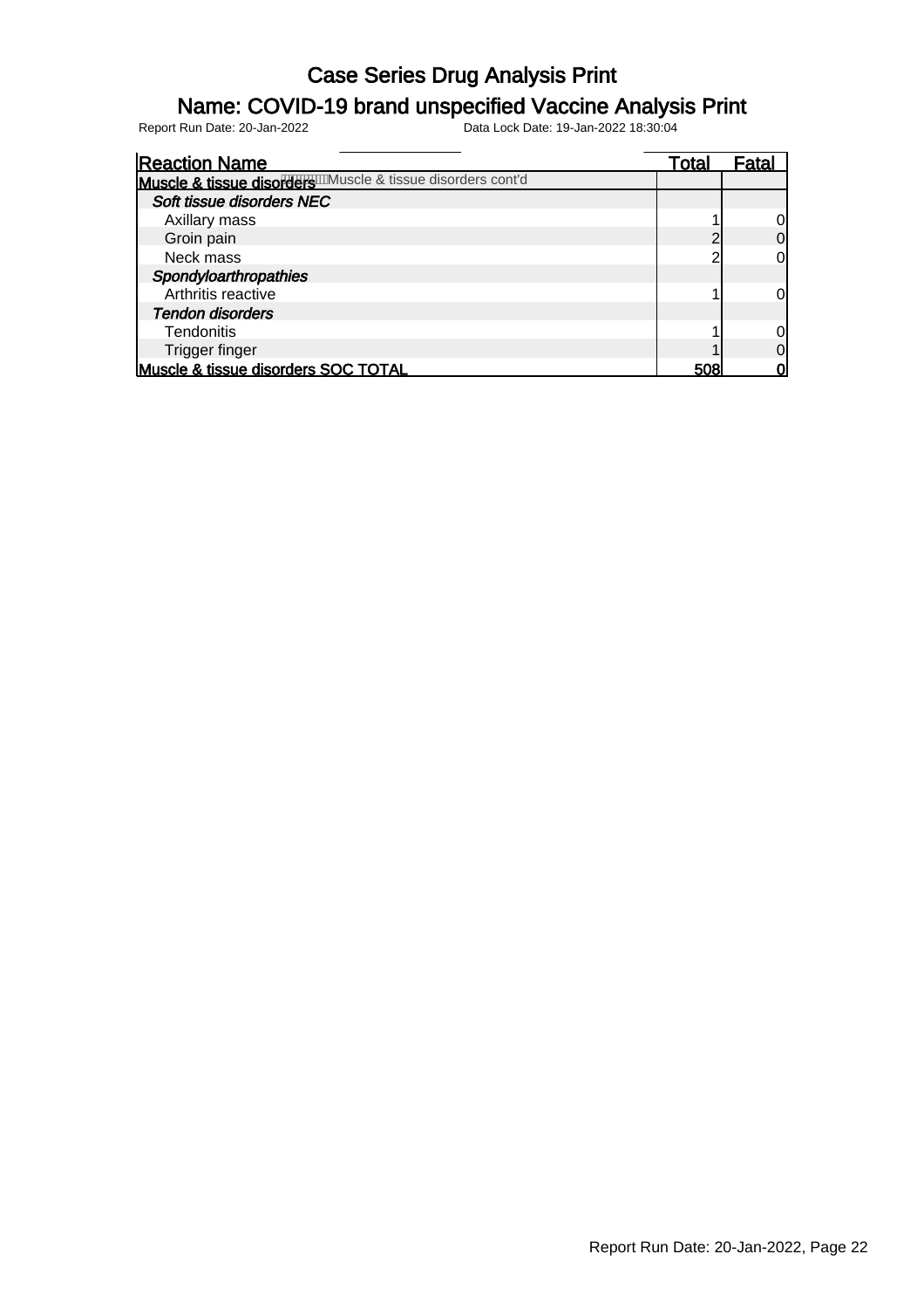# Case Series Drug Analysis Print

## Name: COVID-19 brand unspecified Vaccine Analysis Print

Report Run Date: 20-Jan-2022 Data Lock Date: 19-Jan-2022 18:30:04

| Reaction Name | Total | Fatal |
|---|---|---|
| **Muscle & tissue disorders** Muscle & tissue disorders cont'd | | |
| ***Soft tissue disorders NEC*** | | |
| Axillary mass | 1 | 0 |
| Groin pain | 2 | 0 |
| Neck mass | 2 | 0 |
| ***Spondyloarthropathies*** | | |
| Arthritis reactive | 1 | 0 |
| ***Tendon disorders*** | | |
| Tendonitis | 1 | 0 |
| Trigger finger | 1 | 0 |
| **Muscle & tissue disorders SOC TOTAL** | **508** | **0** |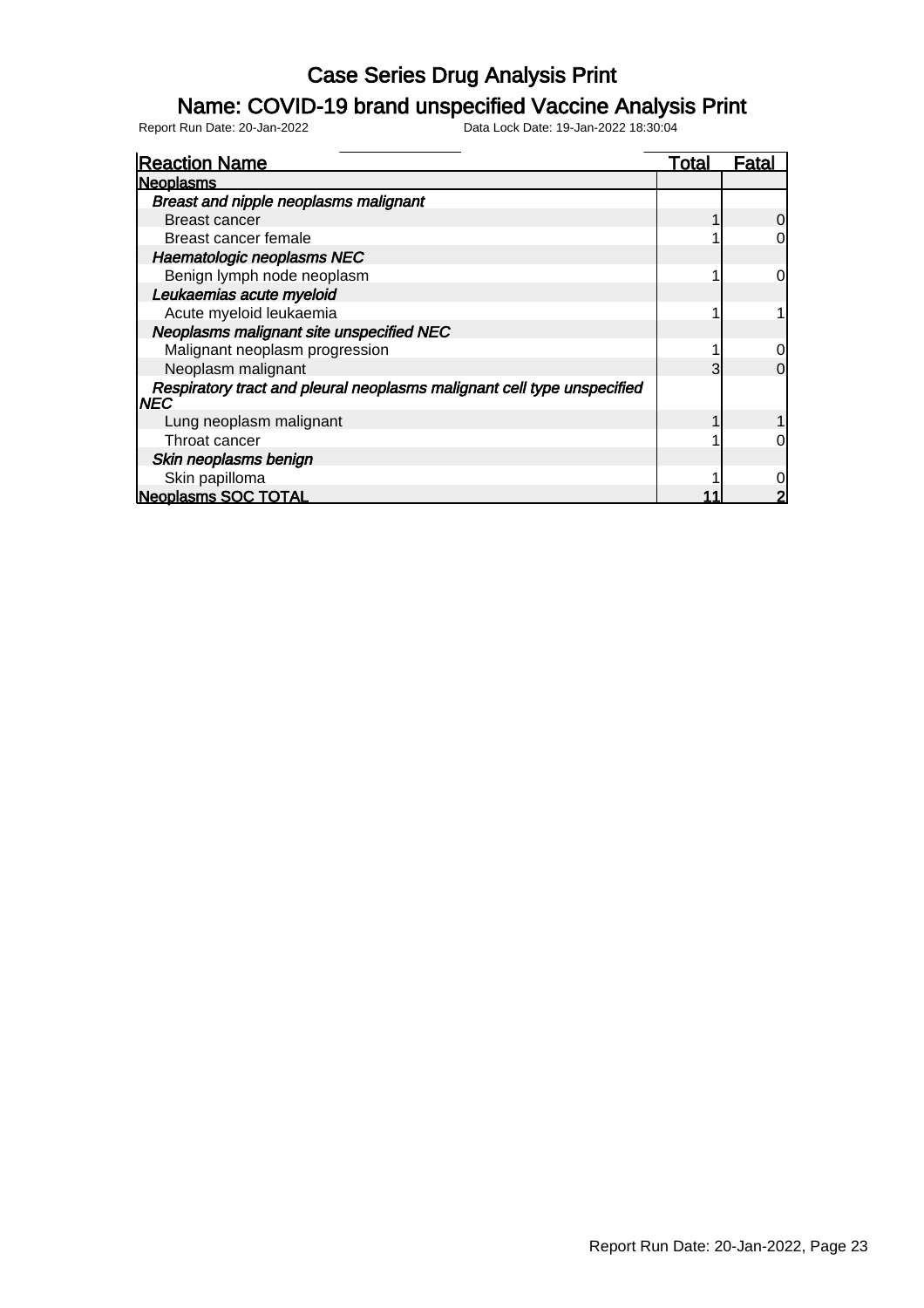# Case Series Drug Analysis Print

## Name: COVID-19 brand unspecified Vaccine Analysis Print

Report Run Date: 20-Jan-2022 Data Lock Date: 19-Jan-2022 18:30:04

| Reaction Name | Total | Fatal |
|---|---|---|
| **Neoplasms** | | |
| ***Breast and nipple neoplasms malignant*** | | |
| Breast cancer | 1 | 0 |
| Breast cancer female | 1 | 0 |
| ***Haematologic neoplasms NEC*** | | |
| Benign lymph node neoplasm | 1 | 0 |
| ***Leukaemias acute myeloid*** | | |
| Acute myeloid leukaemia | 1 | 1 |
| ***Neoplasms malignant site unspecified NEC*** | | |
| Malignant neoplasm progression | 1 | 0 |
| Neoplasm malignant | 3 | 0 |
| ***Respiratory tract and pleural neoplasms malignant cell type unspecified NEC*** | | |
| Lung neoplasm malignant | 1 | 1 |
| Throat cancer | 1 | 0 |
| ***Skin neoplasms benign*** | | |
| Skin papilloma | 1 | 0 |
| **Neoplasms SOC TOTAL** | **11** | **2** |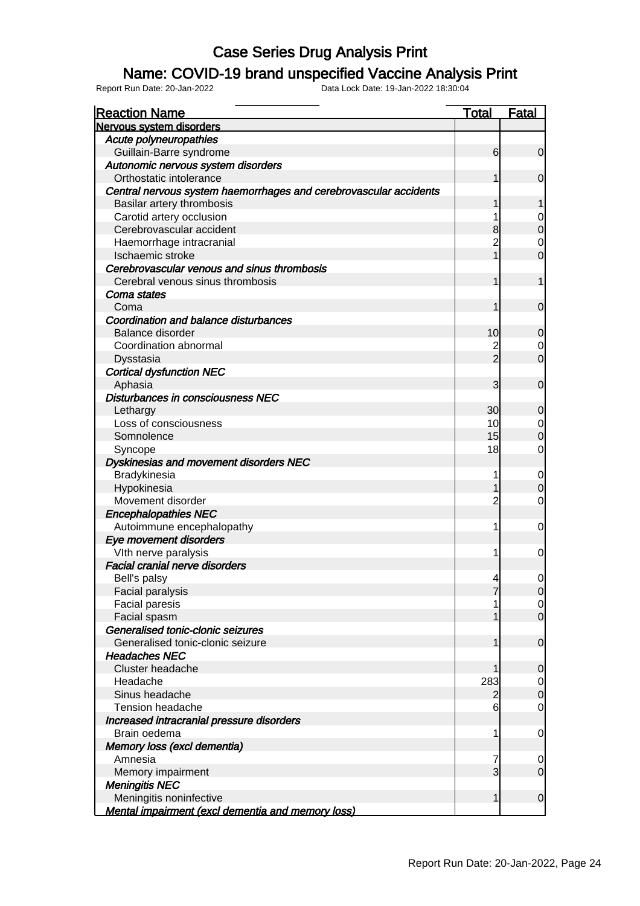# Case Series Drug Analysis Print

## Name: COVID-19 brand unspecified Vaccine Analysis Print

Report Run Date: 20-Jan-2022 Data Lock Date: 19-Jan-2022 18:30:04

| Reaction Name | Total | Fatal |
|---|---|---|
| **Nervous system disorders** | | |
| *Acute polyneuropathies* | | |
| Guillain-Barre syndrome | 6 | 0 |
| *Autonomic nervous system disorders* | | |
| Orthostatic intolerance | 1 | 0 |
| *Central nervous system haemorrhages and cerebrovascular accidents* | | |
| Basilar artery thrombosis | 1 | 1 |
| Carotid artery occlusion | 1 | 0 |
| Cerebrovascular accident | 8 | 0 |
| Haemorrhage intracranial | 2 | 0 |
| Ischaemic stroke | 1 | 0 |
| *Cerebrovascular venous and sinus thrombosis* | | |
| Cerebral venous sinus thrombosis | 1 | 1 |
| *Coma states* | | |
| Coma | 1 | 0 |
| *Coordination and balance disturbances* | | |
| Balance disorder | 10 | 0 |
| Coordination abnormal | 2 | 0 |
| Dysstasia | 2 | 0 |
| *Cortical dysfunction NEC* | | |
| Aphasia | 3 | 0 |
| *Disturbances in consciousness NEC* | | |
| Lethargy | 30 | 0 |
| Loss of consciousness | 10 | 0 |
| Somnolence | 15 | 0 |
| Syncope | 18 | 0 |
| *Dyskinesias and movement disorders NEC* | | |
| Bradykinesia | 1 | 0 |
| Hypokinesia | 1 | 0 |
| Movement disorder | 2 | 0 |
| *Encephalopathies NEC* | | |
| Autoimmune encephalopathy | 1 | 0 |
| *Eye movement disorders* | | |
| VIth nerve paralysis | 1 | 0 |
| *Facial cranial nerve disorders* | | |
| Bell's palsy | 4 | 0 |
| Facial paralysis | 7 | 0 |
| Facial paresis | 1 | 0 |
| Facial spasm | 1 | 0 |
| *Generalised tonic-clonic seizures* | | |
| Generalised tonic-clonic seizure | 1 | 0 |
| *Headaches NEC* | | |
| Cluster headache | 1 | 0 |
| Headache | 283 | 0 |
| Sinus headache | 2 | 0 |
| Tension headache | 6 | 0 |
| *Increased intracranial pressure disorders* | | |
| Brain oedema | 1 | 0 |
| *Memory loss (excl dementia)* | | |
| Amnesia | 7 | 0 |
| Memory impairment | 3 | 0 |
| *Meningitis NEC* | | |
| Meningitis noninfective | 1 | 0 |
| *Mental impairment (excl dementia and memory loss)* | | |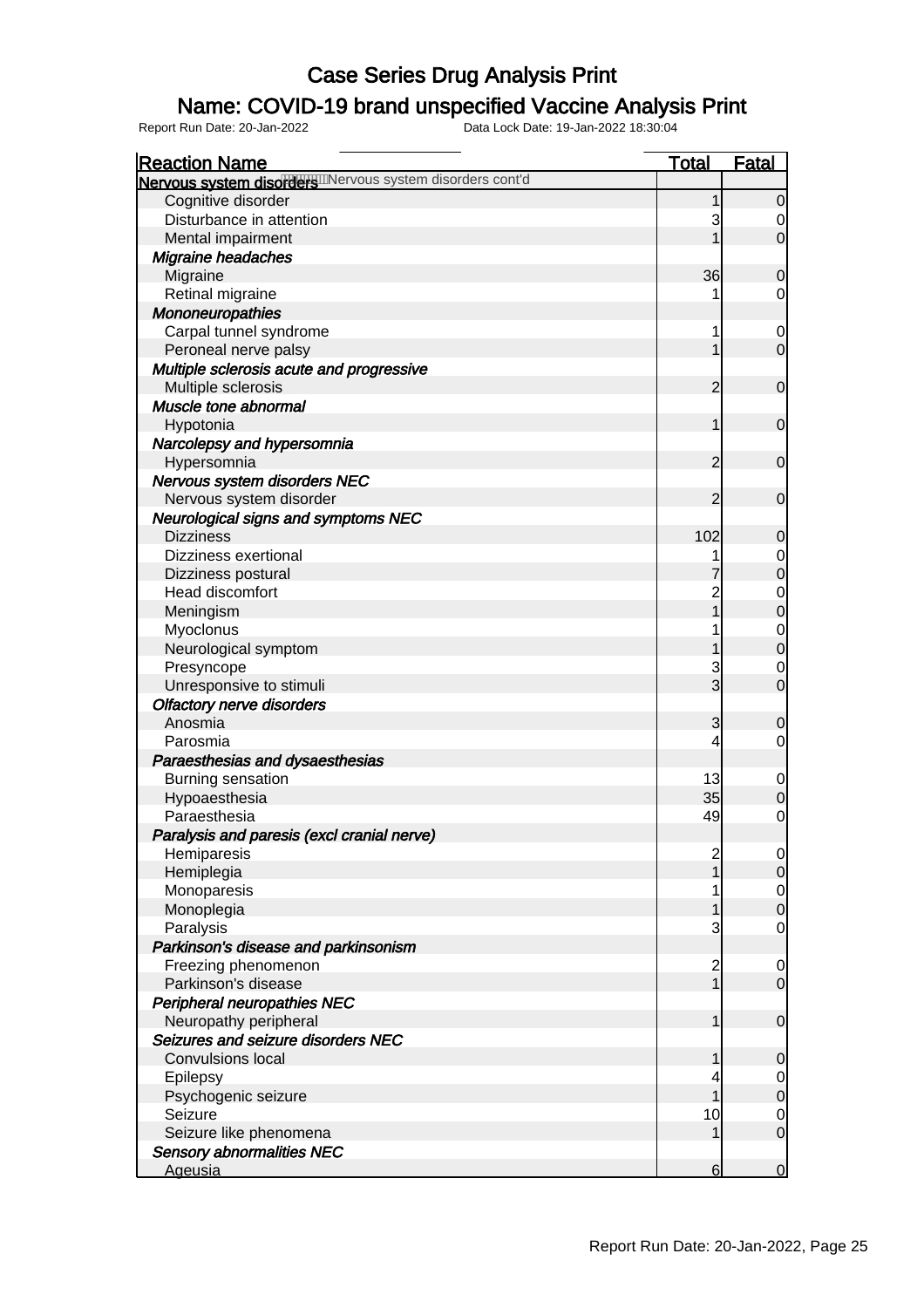# Case Series Drug Analysis Print

## Name: COVID-19 brand unspecified Vaccine Analysis Print

Report Run Date: 20-Jan-2022    Data Lock Date: 19-Jan-2022 18:30:04

| Reaction Name | Total | Fatal |
|---|---|---|
| **Nervous system disorders** Nervous system disorders cont'd | | |
| Cognitive disorder | 1 | 0 |
| Disturbance in attention | 3 | 0 |
| Mental impairment | 1 | 0 |
| ***Migraine headaches*** | | |
| Migraine | 36 | 0 |
| Retinal migraine | 1 | 0 |
| ***Mononeuropathies*** | | |
| Carpal tunnel syndrome | 1 | 0 |
| Peroneal nerve palsy | 1 | 0 |
| ***Multiple sclerosis acute and progressive*** | | |
| Multiple sclerosis | 2 | 0 |
| ***Muscle tone abnormal*** | | |
| Hypotonia | 1 | 0 |
| ***Narcolepsy and hypersomnia*** | | |
| Hypersomnia | 2 | 0 |
| ***Nervous system disorders NEC*** | | |
| Nervous system disorder | 2 | 0 |
| ***Neurological signs and symptoms NEC*** | | |
| Dizziness | 102 | 0 |
| Dizziness exertional | 1 | 0 |
| Dizziness postural | 7 | 0 |
| Head discomfort | 2 | 0 |
| Meningism | 1 | 0 |
| Myoclonus | 1 | 0 |
| Neurological symptom | 1 | 0 |
| Presyncope | 3 | 0 |
| Unresponsive to stimuli | 3 | 0 |
| ***Olfactory nerve disorders*** | | |
| Anosmia | 3 | 0 |
| Parosmia | 4 | 0 |
| ***Paraesthesias and dysaesthesias*** | | |
| Burning sensation | 13 | 0 |
| Hypoaesthesia | 35 | 0 |
| Paraesthesia | 49 | 0 |
| ***Paralysis and paresis (excl cranial nerve)*** | | |
| Hemiparesis | 2 | 0 |
| Hemiplegia | 1 | 0 |
| Monoparesis | 1 | 0 |
| Monoplegia | 1 | 0 |
| Paralysis | 3 | 0 |
| ***Parkinson's disease and parkinsonism*** | | |
| Freezing phenomenon | 2 | 0 |
| Parkinson's disease | 1 | 0 |
| ***Peripheral neuropathies NEC*** | | |
| Neuropathy peripheral | 1 | 0 |
| ***Seizures and seizure disorders NEC*** | | |
| Convulsions local | 1 | 0 |
| Epilepsy | 4 | 0 |
| Psychogenic seizure | 1 | 0 |
| Seizure | 10 | 0 |
| Seizure like phenomena | 1 | 0 |
| ***Sensory abnormalities NEC*** | | |
| Ageusia | 6 | 0 |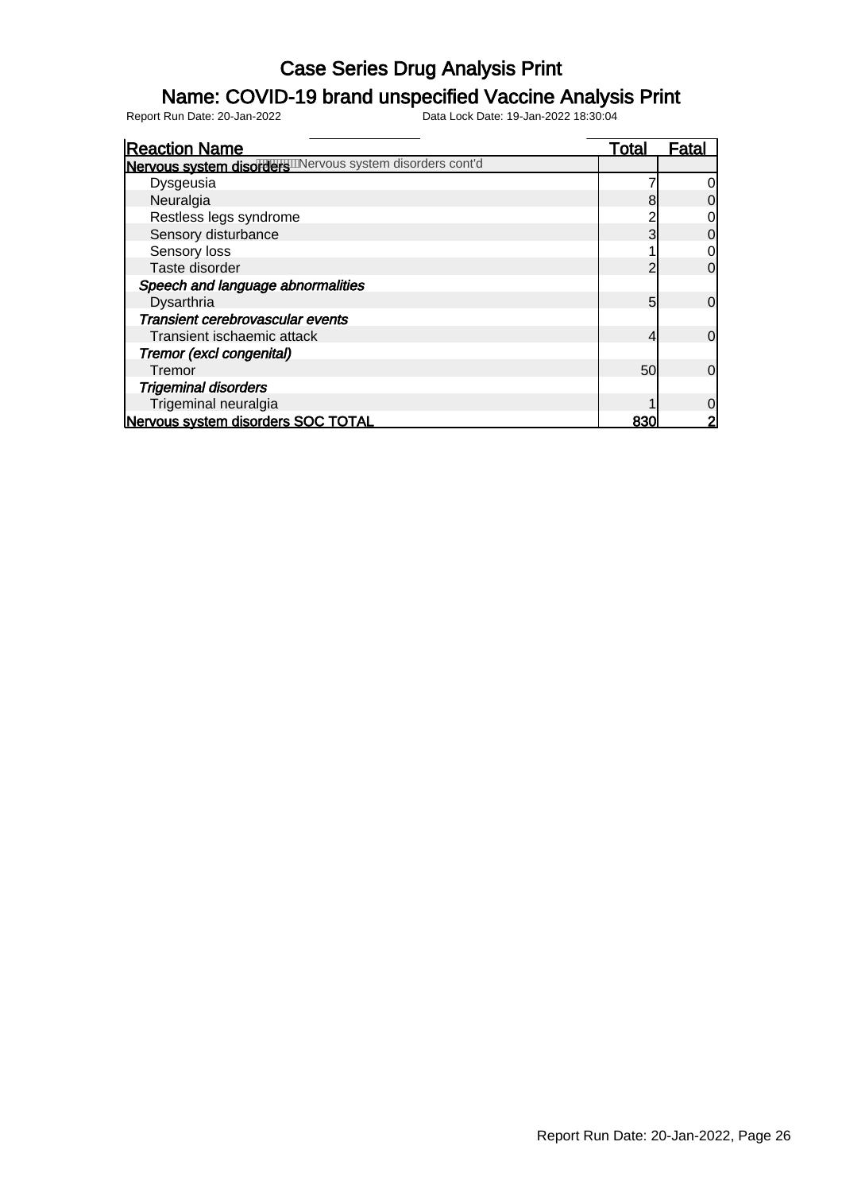# Case Series Drug Analysis Print

## Name: COVID-19 brand unspecified Vaccine Analysis Print

Report Run Date: 20-Jan-2022 Data Lock Date: 19-Jan-2022 18:30:04

| Reaction Name | Total | Fatal |
|---|---|---|
| **Nervous system disorders** Nervous system disorders cont'd | | |
| Dysgeusia | 7 | 0 |
| Neuralgia | 8 | 0 |
| Restless legs syndrome | 2 | 0 |
| Sensory disturbance | 3 | 0 |
| Sensory loss | 1 | 0 |
| Taste disorder | 2 | 0 |
| *Speech and language abnormalities* | | |
| Dysarthria | 5 | 0 |
| *Transient cerebrovascular events* | | |
| Transient ischaemic attack | 4 | 0 |
| *Tremor (excl congenital)* | | |
| Tremor | 50 | 0 |
| *Trigeminal disorders* | | |
| Trigeminal neuralgia | 1 | 0 |
| **Nervous system disorders SOC TOTAL** | **830** | **2** |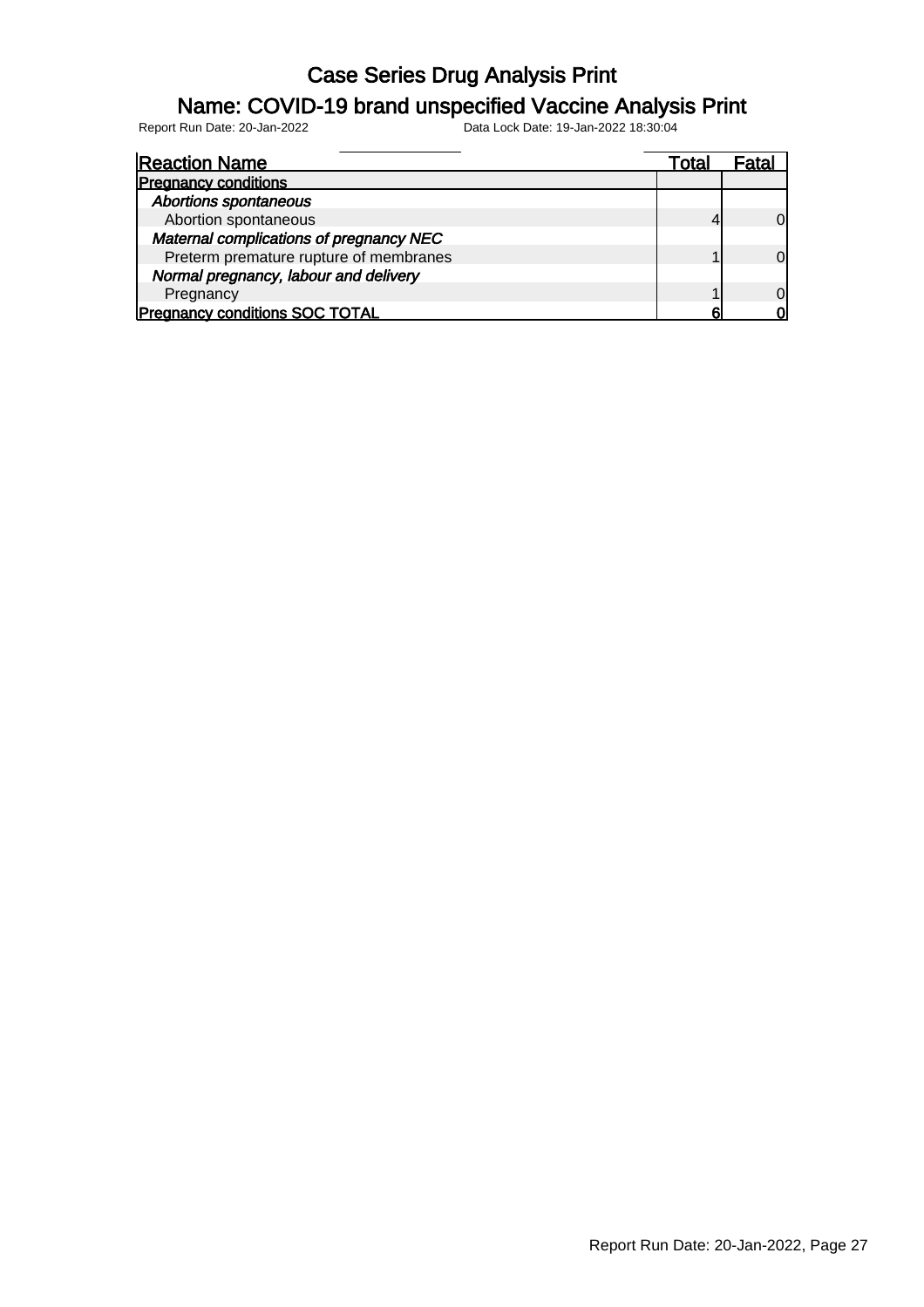# Case Series Drug Analysis Print

## Name: COVID-19 brand unspecified Vaccine Analysis Print

Report Run Date: 20-Jan-2022 Data Lock Date: 19-Jan-2022 18:30:04

| Reaction Name | Total | Fatal |
|---|---|---|
| **Pregnancy conditions** | | |
| ***Abortions spontaneous*** | | |
| Abortion spontaneous | 4 | 0 |
| ***Maternal complications of pregnancy NEC*** | | |
| Preterm premature rupture of membranes | 1 | 0 |
| ***Normal pregnancy, labour and delivery*** | | |
| Pregnancy | 1 | 0 |
| **Pregnancy conditions SOC TOTAL** | **6** | **0** |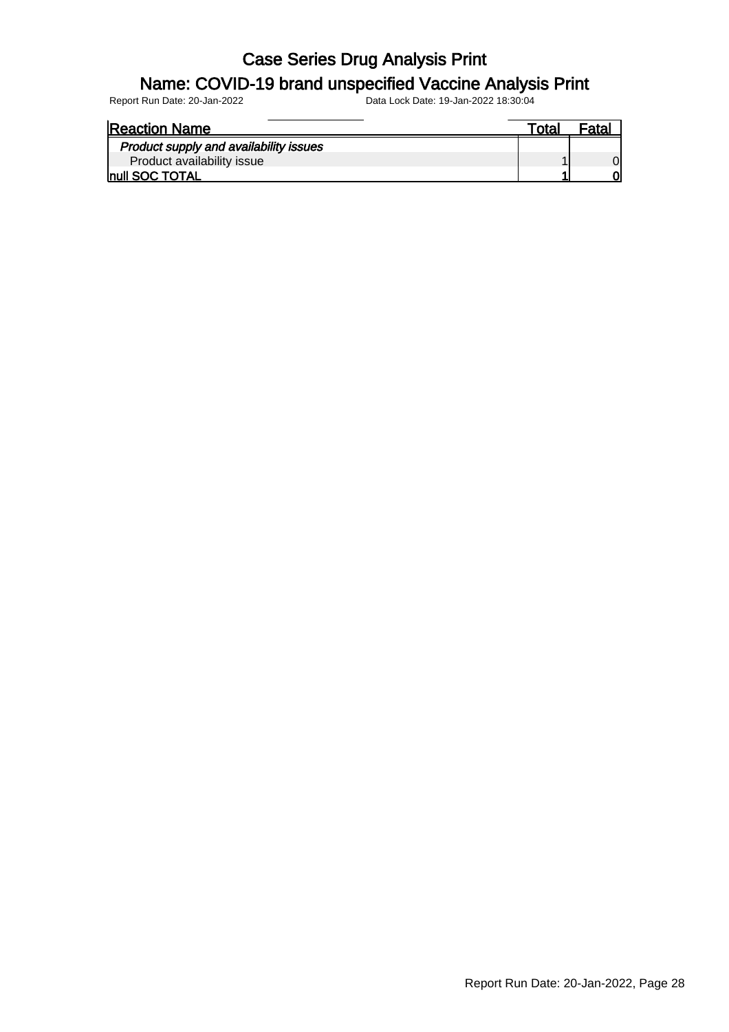# Case Series Drug Analysis Print

## Name: COVID-19 brand unspecified Vaccine Analysis Print

Report Run Date: 20-Jan-2022 Data Lock Date: 19-Jan-2022 18:30:04

| Reaction Name | Total | Fatal |
|---|---|---|
| *Product supply and availability issues* | | |
| Product availability issue | 1 | 0 |
| **null SOC TOTAL** | **1** | **0** |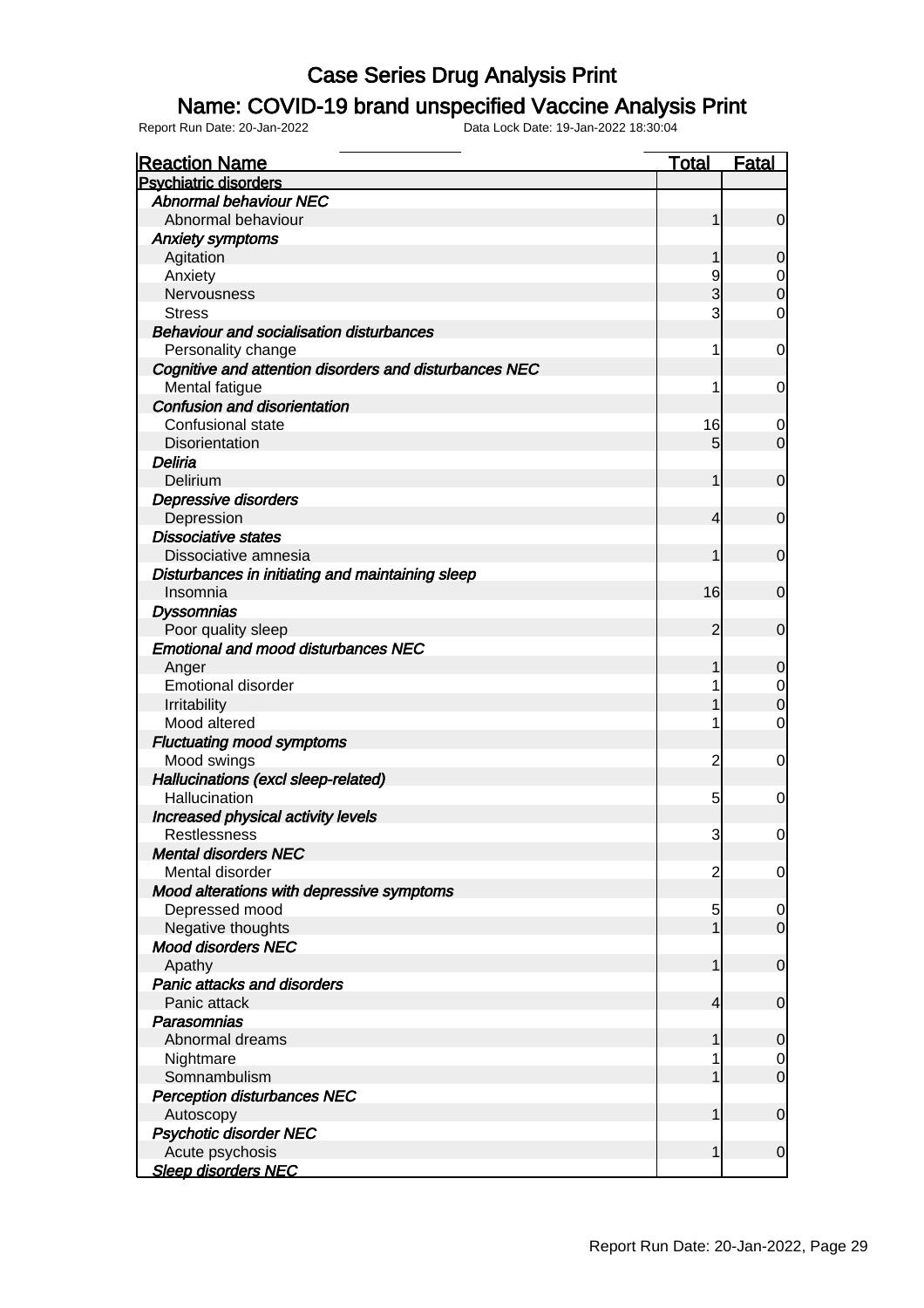# Case Series Drug Analysis Print

## Name: COVID-19 brand unspecified Vaccine Analysis Print

Report Run Date: 20-Jan-2022 Data Lock Date: 19-Jan-2022 18:30:04

| Reaction Name | Total | Fatal |
|---|---|---|
| **Psychiatric disorders** | | |
| ***Abnormal behaviour NEC*** | | |
| Abnormal behaviour | 1 | 0 |
| ***Anxiety symptoms*** | | |
| Agitation | 1 | 0 |
| Anxiety | 9 | 0 |
| Nervousness | 3 | 0 |
| Stress | 3 | 0 |
| ***Behaviour and socialisation disturbances*** | | |
| Personality change | 1 | 0 |
| ***Cognitive and attention disorders and disturbances NEC*** | | |
| Mental fatigue | 1 | 0 |
| ***Confusion and disorientation*** | | |
| Confusional state | 16 | 0 |
| Disorientation | 5 | 0 |
| ***Deliria*** | | |
| Delirium | 1 | 0 |
| ***Depressive disorders*** | | |
| Depression | 4 | 0 |
| ***Dissociative states*** | | |
| Dissociative amnesia | 1 | 0 |
| ***Disturbances in initiating and maintaining sleep*** | | |
| Insomnia | 16 | 0 |
| ***Dyssomnias*** | | |
| Poor quality sleep | 2 | 0 |
| ***Emotional and mood disturbances NEC*** | | |
| Anger | 1 | 0 |
| Emotional disorder | 1 | 0 |
| Irritability | 1 | 0 |
| Mood altered | 1 | 0 |
| ***Fluctuating mood symptoms*** | | |
| Mood swings | 2 | 0 |
| ***Hallucinations (excl sleep-related)*** | | |
| Hallucination | 5 | 0 |
| ***Increased physical activity levels*** | | |
| Restlessness | 3 | 0 |
| ***Mental disorders NEC*** | | |
| Mental disorder | 2 | 0 |
| ***Mood alterations with depressive symptoms*** | | |
| Depressed mood | 5 | 0 |
| Negative thoughts | 1 | 0 |
| ***Mood disorders NEC*** | | |
| Apathy | 1 | 0 |
| ***Panic attacks and disorders*** | | |
| Panic attack | 4 | 0 |
| ***Parasomnias*** | | |
| Abnormal dreams | 1 | 0 |
| Nightmare | 1 | 0 |
| Somnambulism | 1 | 0 |
| ***Perception disturbances NEC*** | | |
| Autoscopy | 1 | 0 |
| ***Psychotic disorder NEC*** | | |
| Acute psychosis | 1 | 0 |
| ***Sleep disorders NEC*** | | |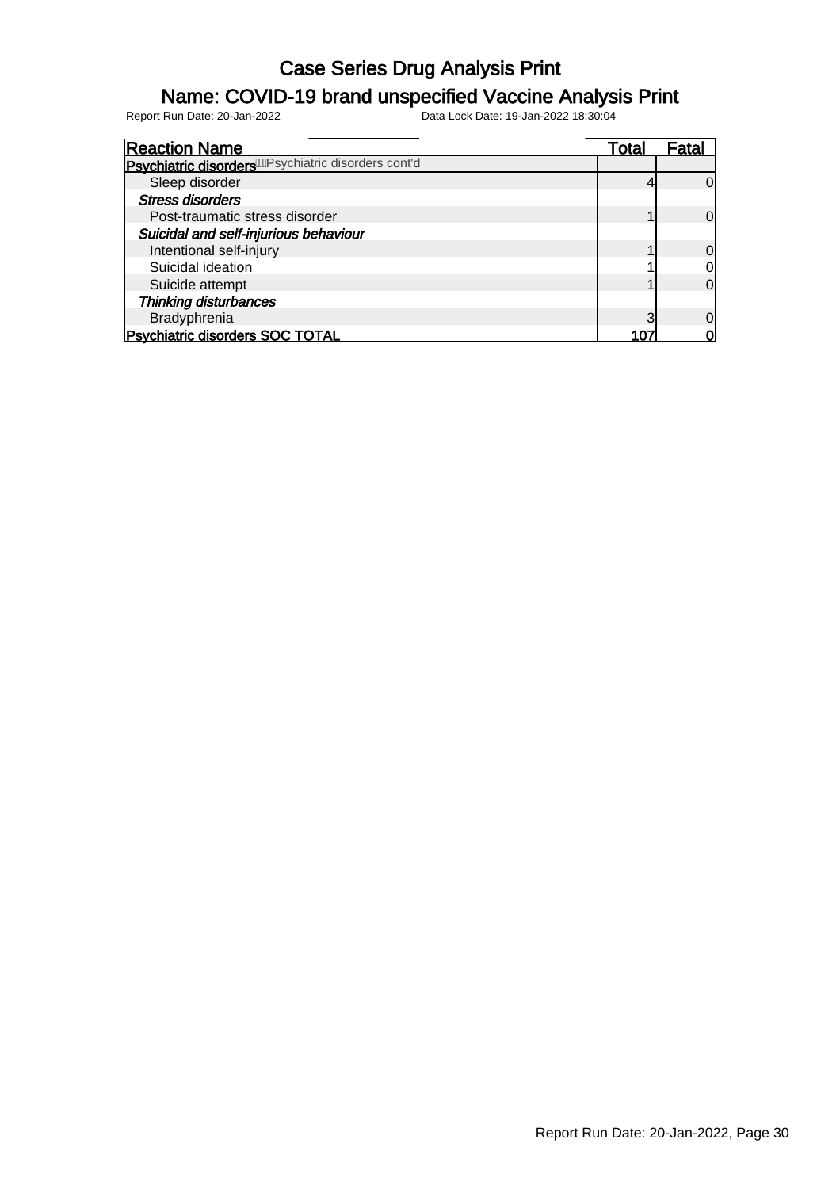# Case Series Drug Analysis Print

## Name: COVID-19 brand unspecified Vaccine Analysis Print

Report Run Date: 20-Jan-2022     Data Lock Date: 19-Jan-2022 18:30:04

| Reaction Name | Total | Fatal |
|---|---|---|
| **Psychiatric disorders** Psychiatric disorders cont'd | | |
| Sleep disorder | 4 | 0 |
| *Stress disorders* | | |
| Post-traumatic stress disorder | 1 | 0 |
| *Suicidal and self-injurious behaviour* | | |
| Intentional self-injury | 1 | 0 |
| Suicidal ideation | 1 | 0 |
| Suicide attempt | 1 | 0 |
| *Thinking disturbances* | | |
| Bradyphrenia | 3 | 0 |
| **Psychiatric disorders SOC TOTAL** | **107** | **0** |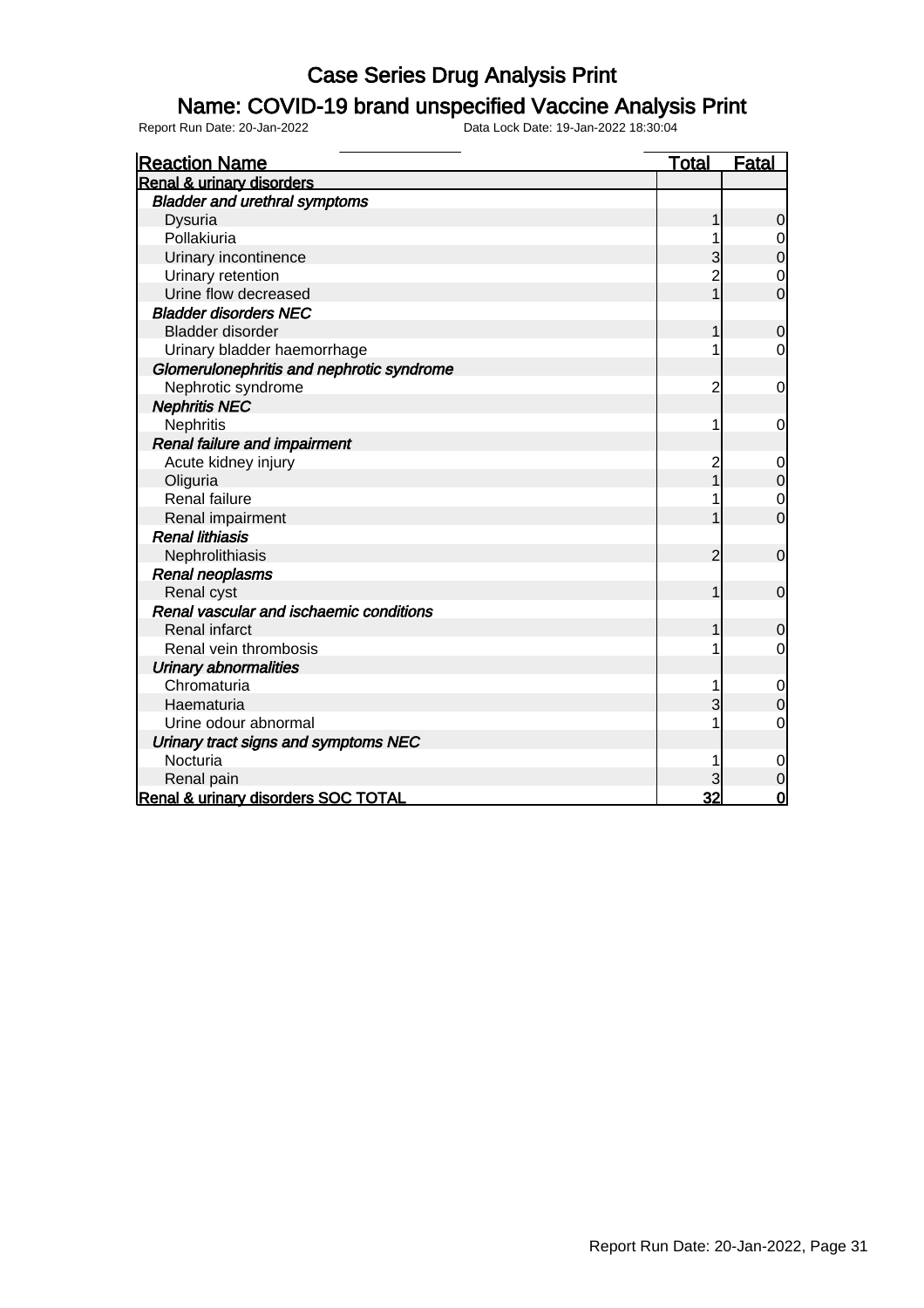# Case Series Drug Analysis Print

## Name: COVID-19 brand unspecified Vaccine Analysis Print

Report Run Date: 20-Jan-2022 Data Lock Date: 19-Jan-2022 18:30:04

| Reaction Name | Total | Fatal |
|---|---|---|
| **Renal & urinary disorders** | | |
| ***Bladder and urethral symptoms*** | | |
| Dysuria | 1 | 0 |
| Pollakiuria | 1 | 0 |
| Urinary incontinence | 3 | 0 |
| Urinary retention | 2 | 0 |
| Urine flow decreased | 1 | 0 |
| ***Bladder disorders NEC*** | | |
| Bladder disorder | 1 | 0 |
| Urinary bladder haemorrhage | 1 | 0 |
| ***Glomerulonephritis and nephrotic syndrome*** | | |
| Nephrotic syndrome | 2 | 0 |
| ***Nephritis NEC*** | | |
| Nephritis | 1 | 0 |
| ***Renal failure and impairment*** | | |
| Acute kidney injury | 2 | 0 |
| Oliguria | 1 | 0 |
| Renal failure | 1 | 0 |
| Renal impairment | 1 | 0 |
| ***Renal lithiasis*** | | |
| Nephrolithiasis | 2 | 0 |
| ***Renal neoplasms*** | | |
| Renal cyst | 1 | 0 |
| ***Renal vascular and ischaemic conditions*** | | |
| Renal infarct | 1 | 0 |
| Renal vein thrombosis | 1 | 0 |
| ***Urinary abnormalities*** | | |
| Chromaturia | 1 | 0 |
| Haematuria | 3 | 0 |
| Urine odour abnormal | 1 | 0 |
| ***Urinary tract signs and symptoms NEC*** | | |
| Nocturia | 1 | 0 |
| Renal pain | 3 | 0 |
| **Renal & urinary disorders SOC TOTAL** | **32** | **0** |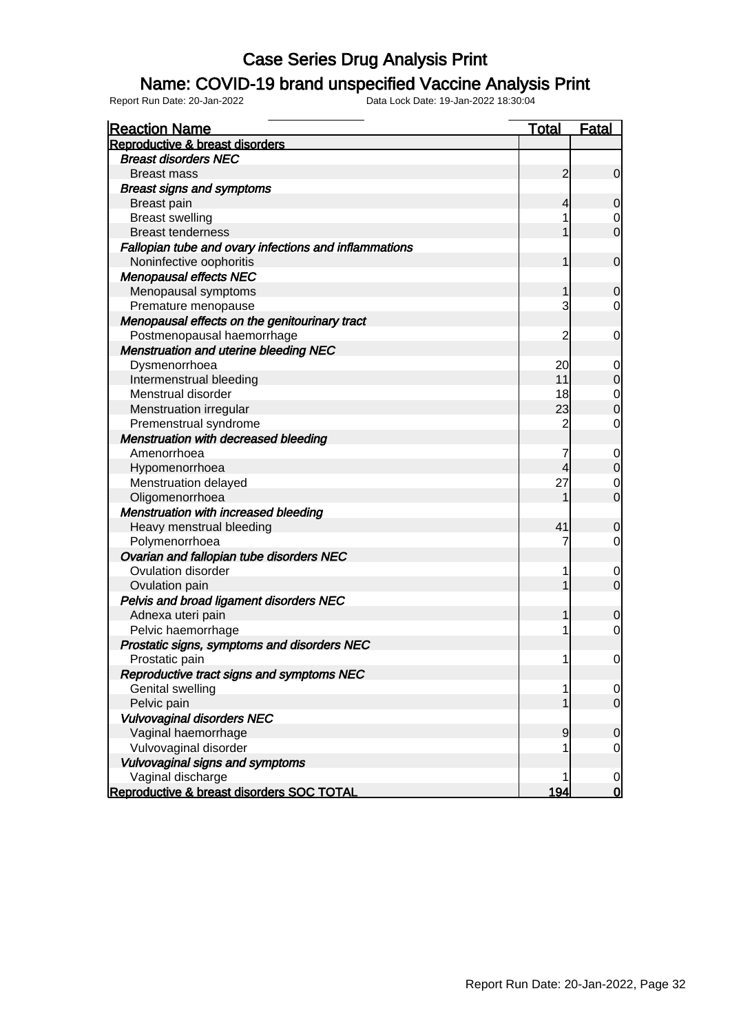# Case Series Drug Analysis Print

## Name: COVID-19 brand unspecified Vaccine Analysis Print

Report Run Date: 20-Jan-2022    Data Lock Date: 19-Jan-2022 18:30:04

| Reaction Name | Total | Fatal |
|---|---|---|
| **Reproductive & breast disorders** | | |
| ***Breast disorders NEC*** | | |
| Breast mass | 2 | 0 |
| ***Breast signs and symptoms*** | | |
| Breast pain | 4 | 0 |
| Breast swelling | 1 | 0 |
| Breast tenderness | 1 | 0 |
| ***Fallopian tube and ovary infections and inflammations*** | | |
| Noninfective oophoritis | 1 | 0 |
| ***Menopausal effects NEC*** | | |
| Menopausal symptoms | 1 | 0 |
| Premature menopause | 3 | 0 |
| ***Menopausal effects on the genitourinary tract*** | | |
| Postmenopausal haemorrhage | 2 | 0 |
| ***Menstruation and uterine bleeding NEC*** | | |
| Dysmenorrhoea | 20 | 0 |
| Intermenstrual bleeding | 11 | 0 |
| Menstrual disorder | 18 | 0 |
| Menstruation irregular | 23 | 0 |
| Premenstrual syndrome | 2 | 0 |
| ***Menstruation with decreased bleeding*** | | |
| Amenorrhoea | 7 | 0 |
| Hypomenorrhoea | 4 | 0 |
| Menstruation delayed | 27 | 0 |
| Oligomenorrhoea | 1 | 0 |
| ***Menstruation with increased bleeding*** | | |
| Heavy menstrual bleeding | 41 | 0 |
| Polymenorrhoea | 7 | 0 |
| ***Ovarian and fallopian tube disorders NEC*** | | |
| Ovulation disorder | 1 | 0 |
| Ovulation pain | 1 | 0 |
| ***Pelvis and broad ligament disorders NEC*** | | |
| Adnexa uteri pain | 1 | 0 |
| Pelvic haemorrhage | 1 | 0 |
| ***Prostatic signs, symptoms and disorders NEC*** | | |
| Prostatic pain | 1 | 0 |
| ***Reproductive tract signs and symptoms NEC*** | | |
| Genital swelling | 1 | 0 |
| Pelvic pain | 1 | 0 |
| ***Vulvovaginal disorders NEC*** | | |
| Vaginal haemorrhage | 9 | 0 |
| Vulvovaginal disorder | 1 | 0 |
| ***Vulvovaginal signs and symptoms*** | | |
| Vaginal discharge | 1 | 0 |
| **Reproductive & breast disorders SOC TOTAL** | **194** | **0** |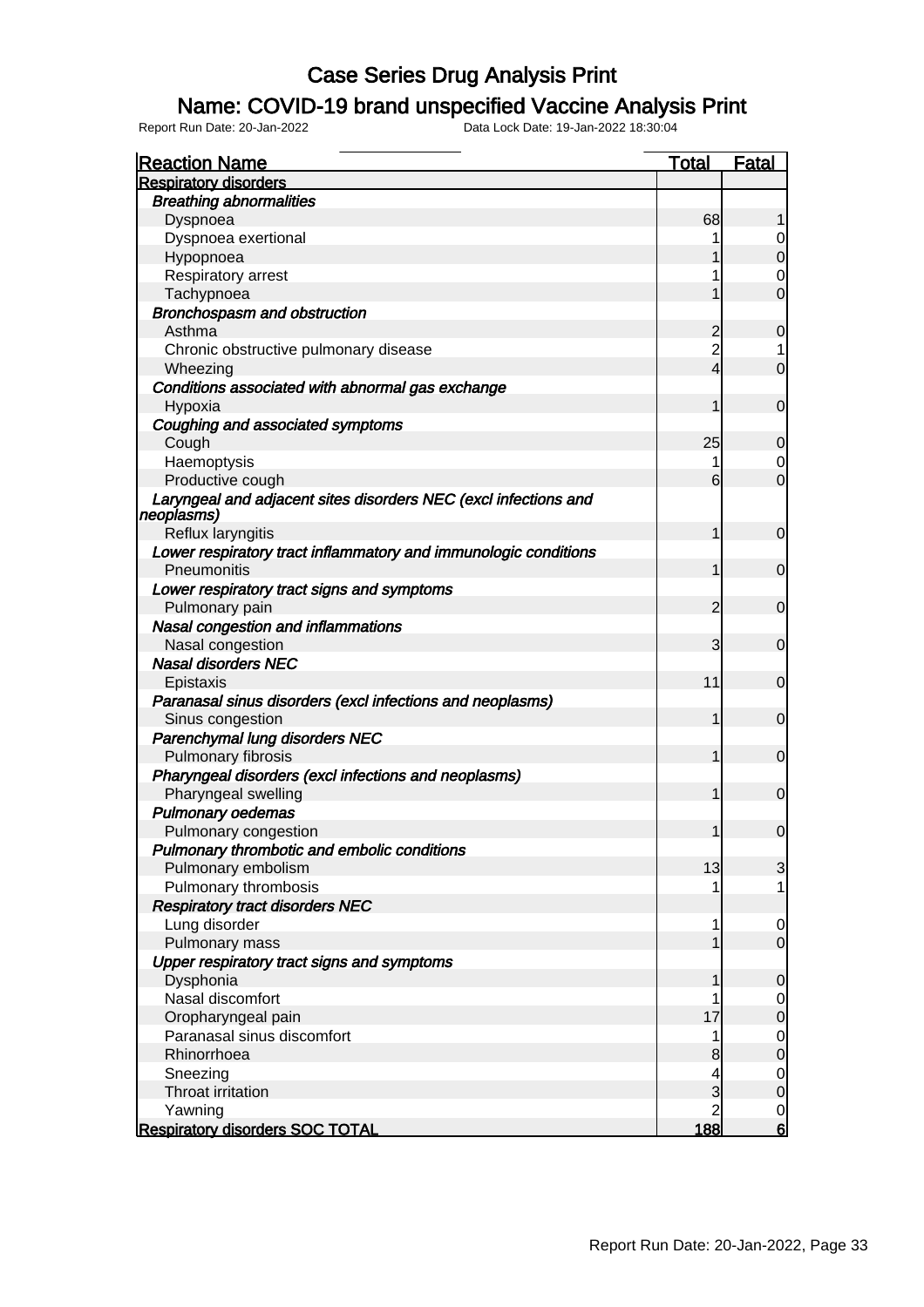# Case Series Drug Analysis Print

## Name: COVID-19 brand unspecified Vaccine Analysis Print

Report Run Date: 20-Jan-2022 Data Lock Date: 19-Jan-2022 18:30:04

| Reaction Name | Total | Fatal |
|---|---|---|
| **Respiratory disorders** | | |
| ***Breathing abnormalities*** | | |
| Dyspnoea | 68 | 1 |
| Dyspnoea exertional | 1 | 0 |
| Hypopnoea | 1 | 0 |
| Respiratory arrest | 1 | 0 |
| Tachypnoea | 1 | 0 |
| ***Bronchospasm and obstruction*** | | |
| Asthma | 2 | 0 |
| Chronic obstructive pulmonary disease | 2 | 1 |
| Wheezing | 4 | 0 |
| ***Conditions associated with abnormal gas exchange*** | | |
| Hypoxia | 1 | 0 |
| ***Coughing and associated symptoms*** | | |
| Cough | 25 | 0 |
| Haemoptysis | 1 | 0 |
| Productive cough | 6 | 0 |
| ***Laryngeal and adjacent sites disorders NEC (excl infections and neoplasms)*** | | |
| Reflux laryngitis | 1 | 0 |
| ***Lower respiratory tract inflammatory and immunologic conditions*** | | |
| Pneumonitis | 1 | 0 |
| ***Lower respiratory tract signs and symptoms*** | | |
| Pulmonary pain | 2 | 0 |
| ***Nasal congestion and inflammations*** | | |
| Nasal congestion | 3 | 0 |
| ***Nasal disorders NEC*** | | |
| Epistaxis | 11 | 0 |
| ***Paranasal sinus disorders (excl infections and neoplasms)*** | | |
| Sinus congestion | 1 | 0 |
| ***Parenchymal lung disorders NEC*** | | |
| Pulmonary fibrosis | 1 | 0 |
| ***Pharyngeal disorders (excl infections and neoplasms)*** | | |
| Pharyngeal swelling | 1 | 0 |
| ***Pulmonary oedemas*** | | |
| Pulmonary congestion | 1 | 0 |
| ***Pulmonary thrombotic and embolic conditions*** | | |
| Pulmonary embolism | 13 | 3 |
| Pulmonary thrombosis | 1 | 1 |
| ***Respiratory tract disorders NEC*** | | |
| Lung disorder | 1 | 0 |
| Pulmonary mass | 1 | 0 |
| ***Upper respiratory tract signs and symptoms*** | | |
| Dysphonia | 1 | 0 |
| Nasal discomfort | 1 | 0 |
| Oropharyngeal pain | 17 | 0 |
| Paranasal sinus discomfort | 1 | 0 |
| Rhinorrhoea | 8 | 0 |
| Sneezing | 4 | 0 |
| Throat irritation | 3 | 0 |
| Yawning | 2 | 0 |
| **Respiratory disorders SOC TOTAL** | **188** | **6** |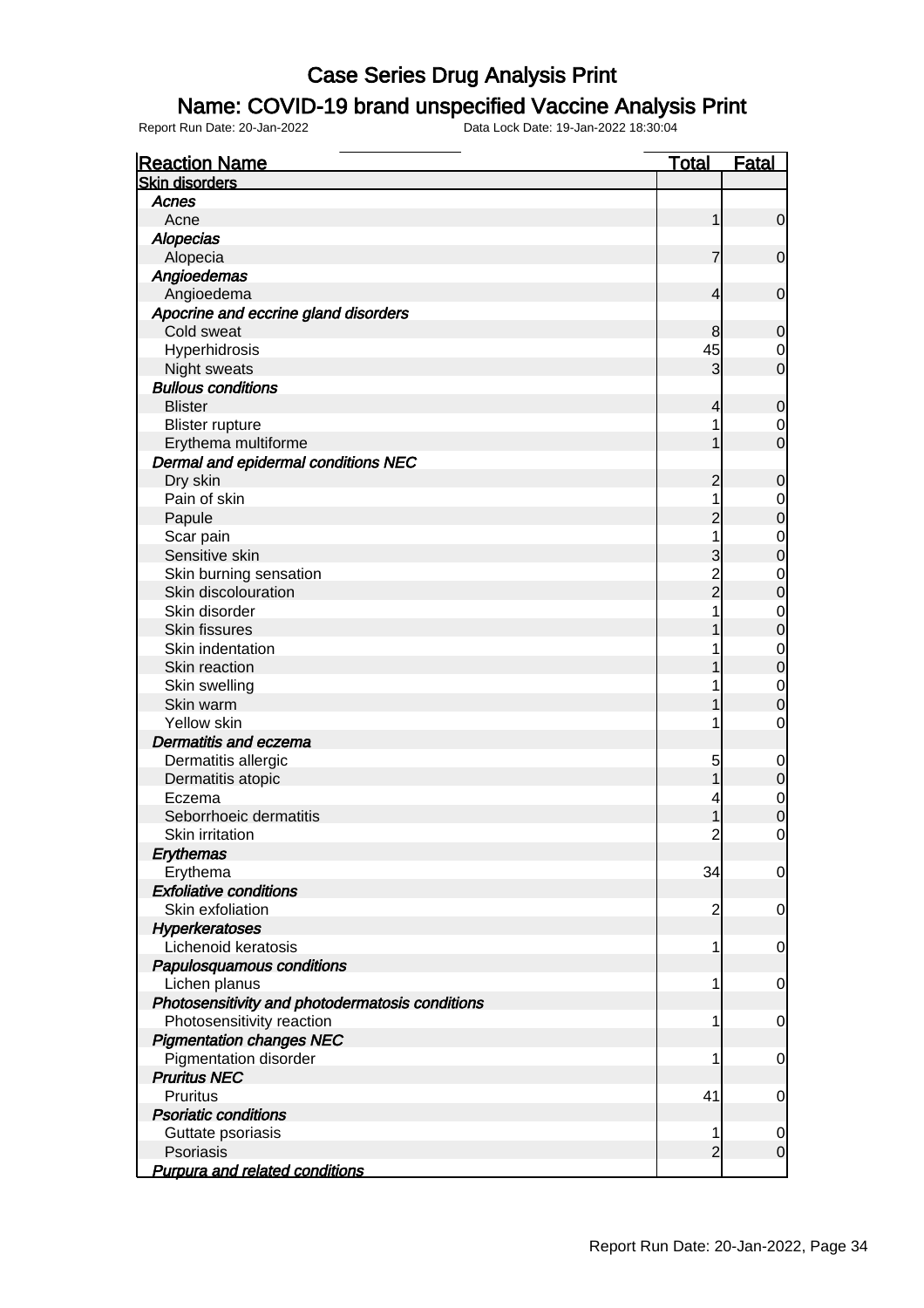# Case Series Drug Analysis Print

## Name: COVID-19 brand unspecified Vaccine Analysis Print

Report Run Date: 20-Jan-2022    Data Lock Date: 19-Jan-2022 18:30:04

| Reaction Name | Total | Fatal |
|---|---|---|
| **Skin disorders** | | |
| ***Acnes*** | | |
| Acne | 1 | 0 |
| ***Alopecias*** | | |
| Alopecia | 7 | 0 |
| ***Angioedemas*** | | |
| Angioedema | 4 | 0 |
| ***Apocrine and eccrine gland disorders*** | | |
| Cold sweat | 8 | 0 |
| Hyperhidrosis | 45 | 0 |
| Night sweats | 3 | 0 |
| ***Bullous conditions*** | | |
| Blister | 4 | 0 |
| Blister rupture | 1 | 0 |
| Erythema multiforme | 1 | 0 |
| ***Dermal and epidermal conditions NEC*** | | |
| Dry skin | 2 | 0 |
| Pain of skin | 1 | 0 |
| Papule | 2 | 0 |
| Scar pain | 1 | 0 |
| Sensitive skin | 3 | 0 |
| Skin burning sensation | 2 | 0 |
| Skin discolouration | 2 | 0 |
| Skin disorder | 1 | 0 |
| Skin fissures | 1 | 0 |
| Skin indentation | 1 | 0 |
| Skin reaction | 1 | 0 |
| Skin swelling | 1 | 0 |
| Skin warm | 1 | 0 |
| Yellow skin | 1 | 0 |
| ***Dermatitis and eczema*** | | |
| Dermatitis allergic | 5 | 0 |
| Dermatitis atopic | 1 | 0 |
| Eczema | 4 | 0 |
| Seborrhoeic dermatitis | 1 | 0 |
| Skin irritation | 2 | 0 |
| ***Erythemas*** | | |
| Erythema | 34 | 0 |
| ***Exfoliative conditions*** | | |
| Skin exfoliation | 2 | 0 |
| ***Hyperkeratoses*** | | |
| Lichenoid keratosis | 1 | 0 |
| ***Papulosquamous conditions*** | | |
| Lichen planus | 1 | 0 |
| ***Photosensitivity and photodermatosis conditions*** | | |
| Photosensitivity reaction | 1 | 0 |
| ***Pigmentation changes NEC*** | | |
| Pigmentation disorder | 1 | 0 |
| ***Pruritus NEC*** | | |
| Pruritus | 41 | 0 |
| ***Psoriatic conditions*** | | |
| Guttate psoriasis | 1 | 0 |
| Psoriasis | 2 | 0 |
| ***Purpura and related conditions*** | | |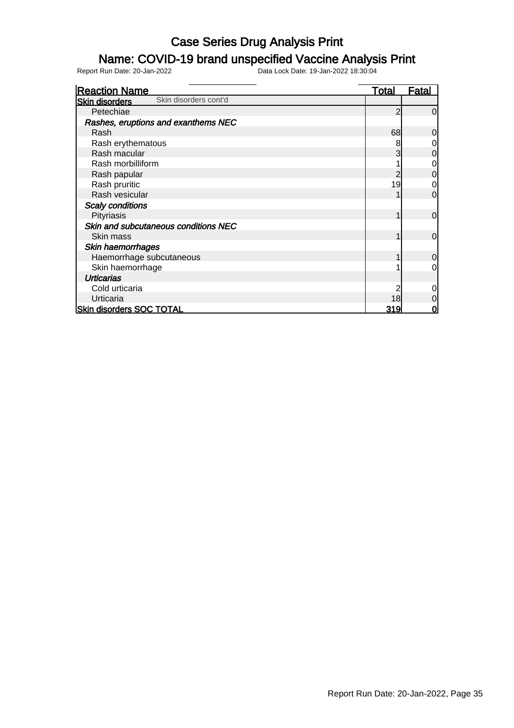# Case Series Drug Analysis Print

## Name: COVID-19 brand unspecified Vaccine Analysis Print

Report Run Date: 20-Jan-2022 Data Lock Date: 19-Jan-2022 18:30:04

| Reaction Name | Total | Fatal |
|---|---|---|
| **Skin disorders** Skin disorders cont'd | | |
| Petechiae | 2 | 0 |
| *Rashes, eruptions and exanthems NEC* | | |
| Rash | 68 | 0 |
| Rash erythematous | 8 | 0 |
| Rash macular | 3 | 0 |
| Rash morbilliform | 1 | 0 |
| Rash papular | 2 | 0 |
| Rash pruritic | 19 | 0 |
| Rash vesicular | 1 | 0 |
| *Scaly conditions* | | |
| Pityriasis | 1 | 0 |
| *Skin and subcutaneous conditions NEC* | | |
| Skin mass | 1 | 0 |
| *Skin haemorrhages* | | |
| Haemorrhage subcutaneous | 1 | 0 |
| Skin haemorrhage | 1 | 0 |
| *Urticarias* | | |
| Cold urticaria | 2 | 0 |
| Urticaria | 18 | 0 |
| **Skin disorders SOC TOTAL** | **319** | **0** |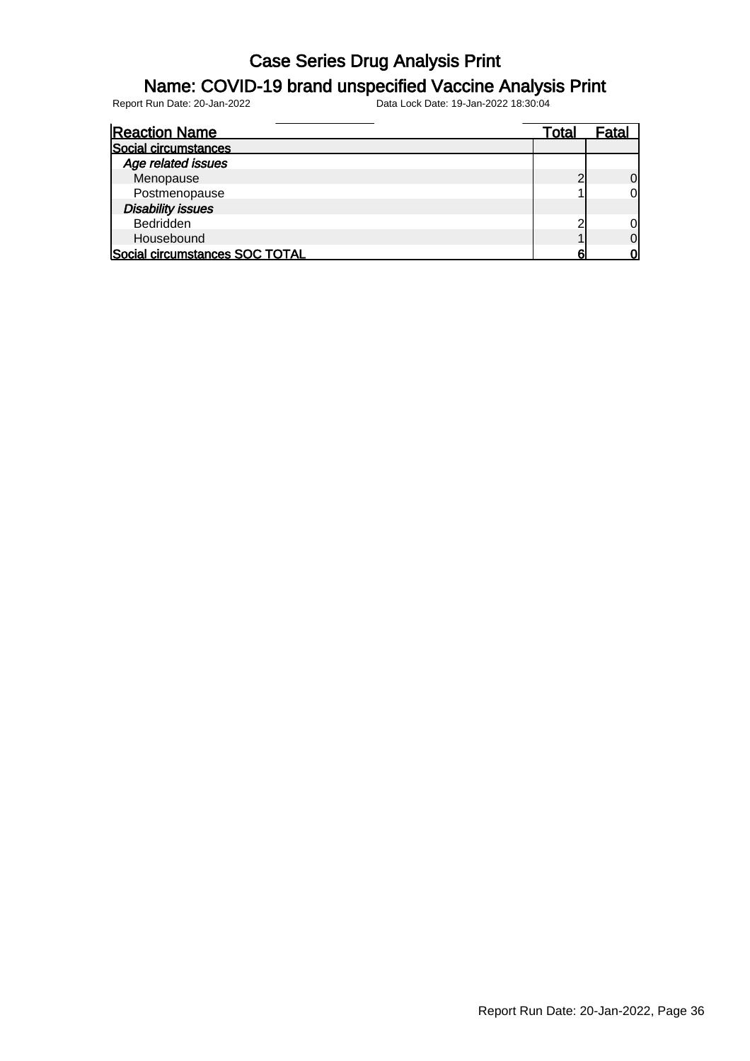# Case Series Drug Analysis Print

## Name: COVID-19 brand unspecified Vaccine Analysis Print

Report Run Date: 20-Jan-2022    Data Lock Date: 19-Jan-2022 18:30:04

| Reaction Name | Total | Fatal |
|---|---|---|
| **Social circumstances** | | |
| *Age related issues* | | |
| Menopause | 2 | 0 |
| Postmenopause | 1 | 0 |
| *Disability issues* | | |
| Bedridden | 2 | 0 |
| Housebound | 1 | 0 |
| **Social circumstances SOC TOTAL** | **6** | **0** |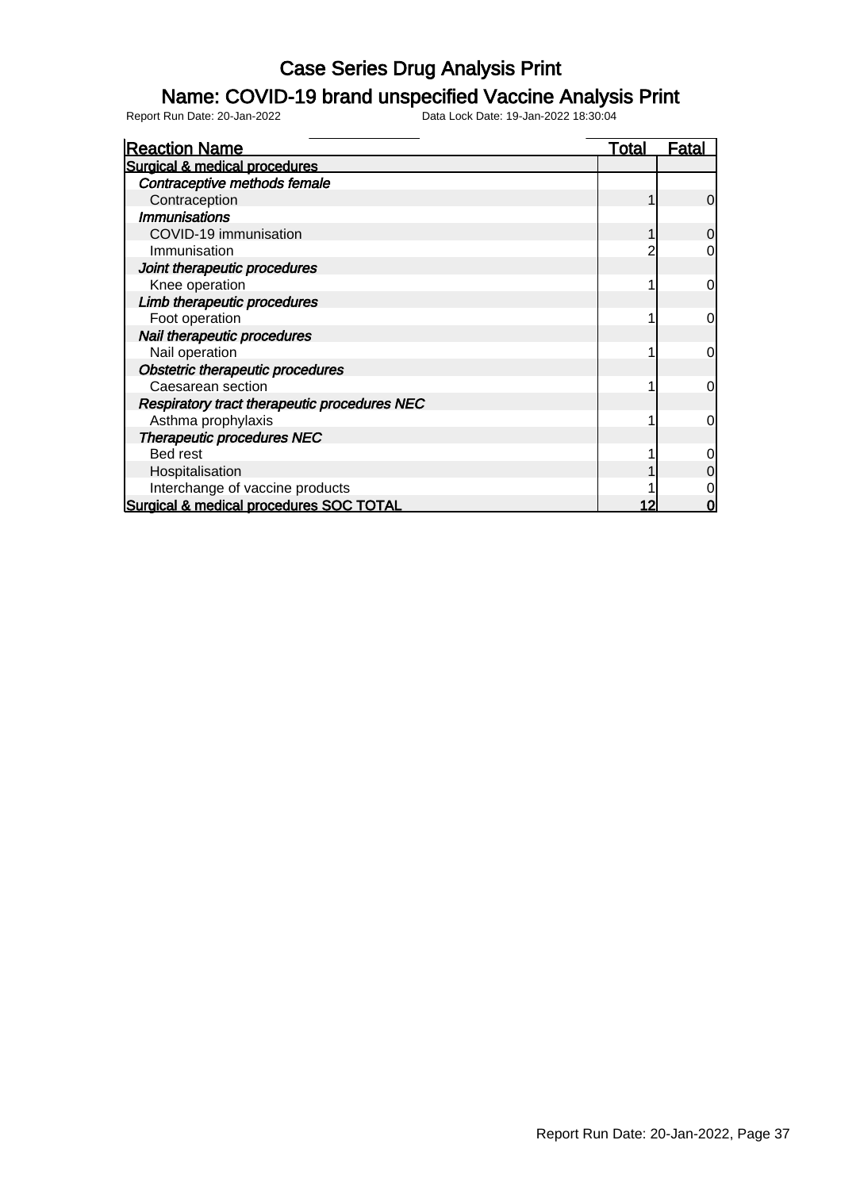# Case Series Drug Analysis Print

## Name: COVID-19 brand unspecified Vaccine Analysis Print

Report Run Date: 20-Jan-2022 Data Lock Date: 19-Jan-2022 18:30:04

| Reaction Name | Total | Fatal |
|---|---|---|
| **Surgical & medical procedures** | | |
| *Contraceptive methods female* | | |
| Contraception | 1 | 0 |
| *Immunisations* | | |
| COVID-19 immunisation | 1 | 0 |
| Immunisation | 2 | 0 |
| *Joint therapeutic procedures* | | |
| Knee operation | 1 | 0 |
| *Limb therapeutic procedures* | | |
| Foot operation | 1 | 0 |
| *Nail therapeutic procedures* | | |
| Nail operation | 1 | 0 |
| *Obstetric therapeutic procedures* | | |
| Caesarean section | 1 | 0 |
| *Respiratory tract therapeutic procedures NEC* | | |
| Asthma prophylaxis | 1 | 0 |
| *Therapeutic procedures NEC* | | |
| Bed rest | 1 | 0 |
| Hospitalisation | 1 | 0 |
| Interchange of vaccine products | 1 | 0 |
| **Surgical & medical procedures SOC TOTAL** | **12** | **0** |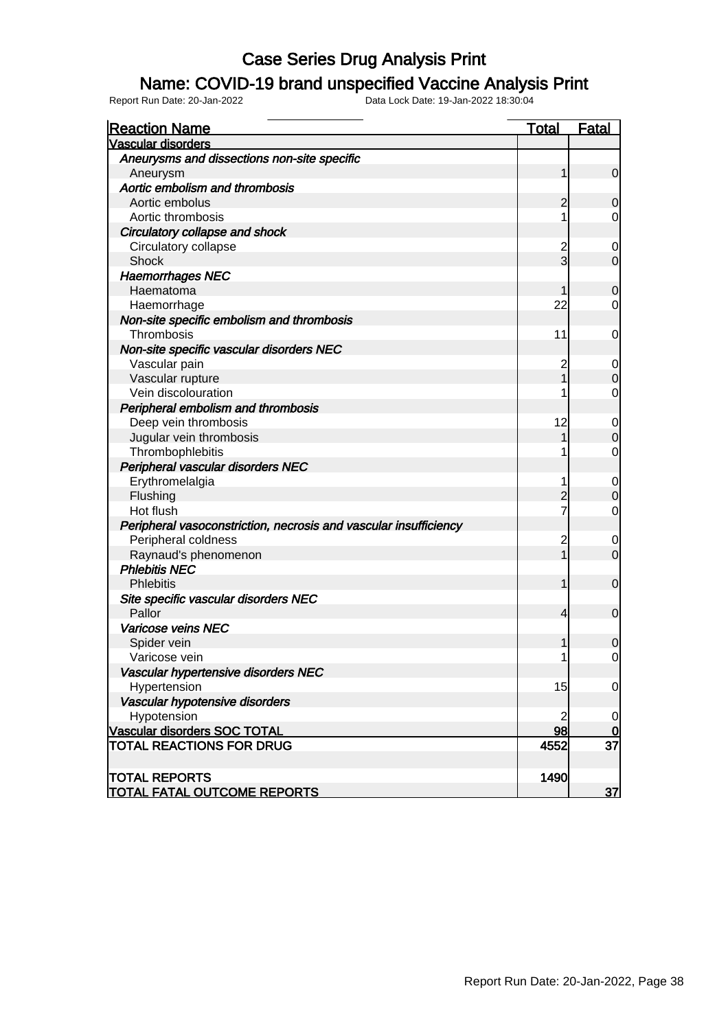# Case Series Drug Analysis Print

## Name: COVID-19 brand unspecified Vaccine Analysis Print

Report Run Date: 20-Jan-2022 Data Lock Date: 19-Jan-2022 18:30:04

| Reaction Name | Total | Fatal |
|---|---|---|
| Vascular disorders | | |
| *Aneurysms and dissections non-site specific* | | |
| Aneurysm | 1 | 0 |
| *Aortic embolism and thrombosis* | | |
| Aortic embolus | 2 | 0 |
| Aortic thrombosis | 1 | 0 |
| *Circulatory collapse and shock* | | |
| Circulatory collapse | 2 | 0 |
| Shock | 3 | 0 |
| *Haemorrhages NEC* | | |
| Haematoma | 1 | 0 |
| Haemorrhage | 22 | 0 |
| *Non-site specific embolism and thrombosis* | | |
| Thrombosis | 11 | 0 |
| *Non-site specific vascular disorders NEC* | | |
| Vascular pain | 2 | 0 |
| Vascular rupture | 1 | 0 |
| Vein discolouration | 1 | 0 |
| *Peripheral embolism and thrombosis* | | |
| Deep vein thrombosis | 12 | 0 |
| Jugular vein thrombosis | 1 | 0 |
| Thrombophlebitis | 1 | 0 |
| *Peripheral vascular disorders NEC* | | |
| Erythromelalgia | 1 | 0 |
| Flushing | 2 | 0 |
| Hot flush | 7 | 0 |
| *Peripheral vasoconstriction, necrosis and vascular insufficiency* | | |
| Peripheral coldness | 2 | 0 |
| Raynaud's phenomenon | 1 | 0 |
| *Phlebitis NEC* | | |
| Phlebitis | 1 | 0 |
| *Site specific vascular disorders NEC* | | |
| Pallor | 4 | 0 |
| *Varicose veins NEC* | | |
| Spider vein | 1 | 0 |
| Varicose vein | 1 | 0 |
| *Vascular hypertensive disorders NEC* | | |
| Hypertension | 15 | 0 |
| *Vascular hypotensive disorders* | | |
| Hypotension | 2 | 0 |
| Vascular disorders SOC TOTAL | 98 | 0 |
| **TOTAL REACTIONS FOR DRUG** | **4552** | **37** |
| | | |
| **TOTAL REPORTS** | **1490** | |
| **TOTAL FATAL OUTCOME REPORTS** | | **37** |